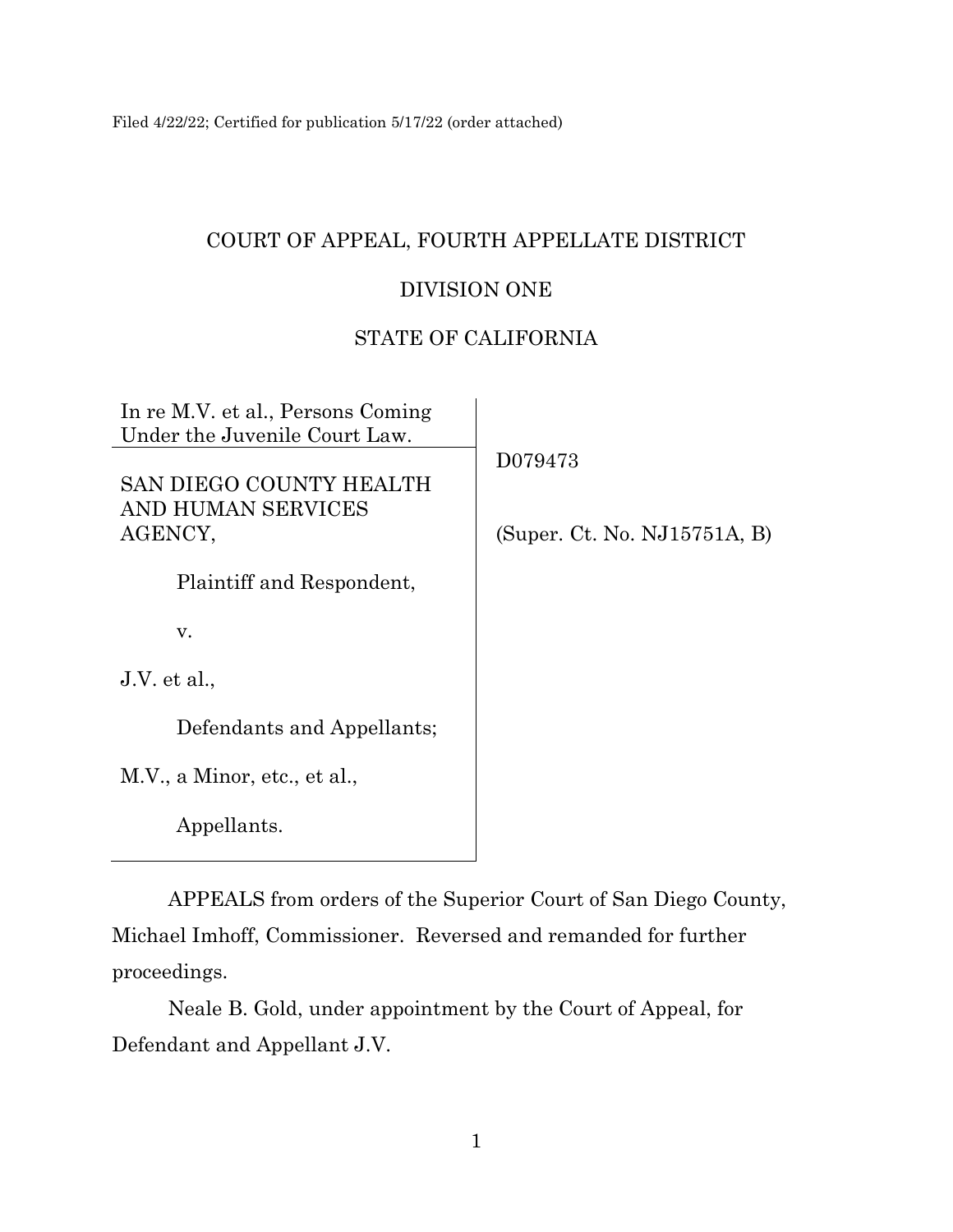Filed 4/22/22; Certified for publication 5/17/22 (order attached)

COURT OF APPEAL, FOURTH APPELLATE DISTRICT

DIVISION ONE

STATE OF CALIFORNIA

| | |
|---|---|
| In re M.V. et al., Persons Coming Under the Juvenile Court Law. | |
| SAN DIEGO COUNTY HEALTH AND HUMAN SERVICES AGENCY,<br><br>Plaintiff and Respondent,<br><br>v.<br><br>J.V. et al.,<br><br>Defendants and Appellants;<br><br>M.V., a Minor, etc., et al.,<br><br>Appellants. | D079473<br><br>(Super. Ct. No. NJ15751A, B) |

APPEALS from orders of the Superior Court of San Diego County, Michael Imhoff, Commissioner. Reversed and remanded for further proceedings.

Neale B. Gold, under appointment by the Court of Appeal, for Defendant and Appellant J.V.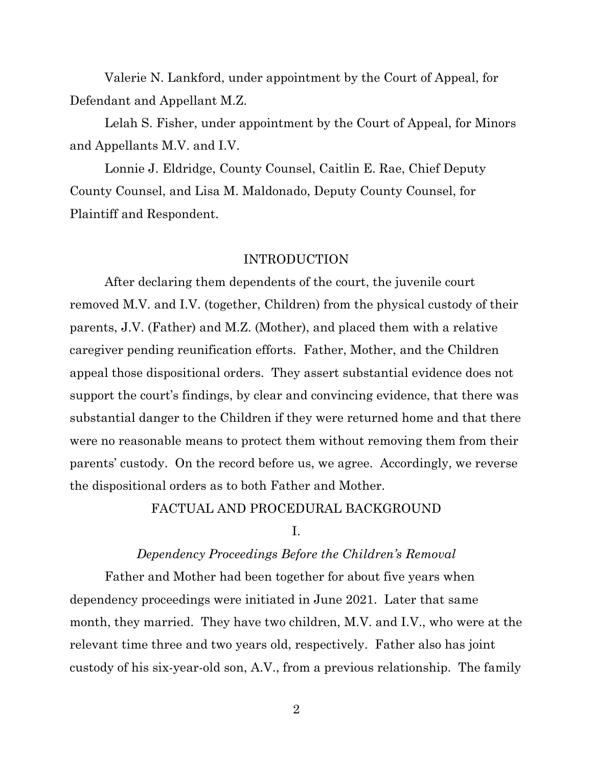Valerie N. Lankford, under appointment by the Court of Appeal, for Defendant and Appellant M.Z.

Lelah S. Fisher, under appointment by the Court of Appeal, for Minors and Appellants M.V. and I.V.

Lonnie J. Eldridge, County Counsel, Caitlin E. Rae, Chief Deputy County Counsel, and Lisa M. Maldonado, Deputy County Counsel, for Plaintiff and Respondent.

## INTRODUCTION

After declaring them dependents of the court, the juvenile court removed M.V. and I.V. (together, Children) from the physical custody of their parents, J.V. (Father) and M.Z. (Mother), and placed them with a relative caregiver pending reunification efforts. Father, Mother, and the Children appeal those dispositional orders. They assert substantial evidence does not support the court's findings, by clear and convincing evidence, that there was substantial danger to the Children if they were returned home and that there were no reasonable means to protect them without removing them from their parents' custody. On the record before us, we agree. Accordingly, we reverse the dispositional orders as to both Father and Mother.

## FACTUAL AND PROCEDURAL BACKGROUND

### I.

### *Dependency Proceedings Before the Children's Removal*

Father and Mother had been together for about five years when dependency proceedings were initiated in June 2021. Later that same month, they married. They have two children, M.V. and I.V., who were at the relevant time three and two years old, respectively. Father also has joint custody of his six-year-old son, A.V., from a previous relationship. The family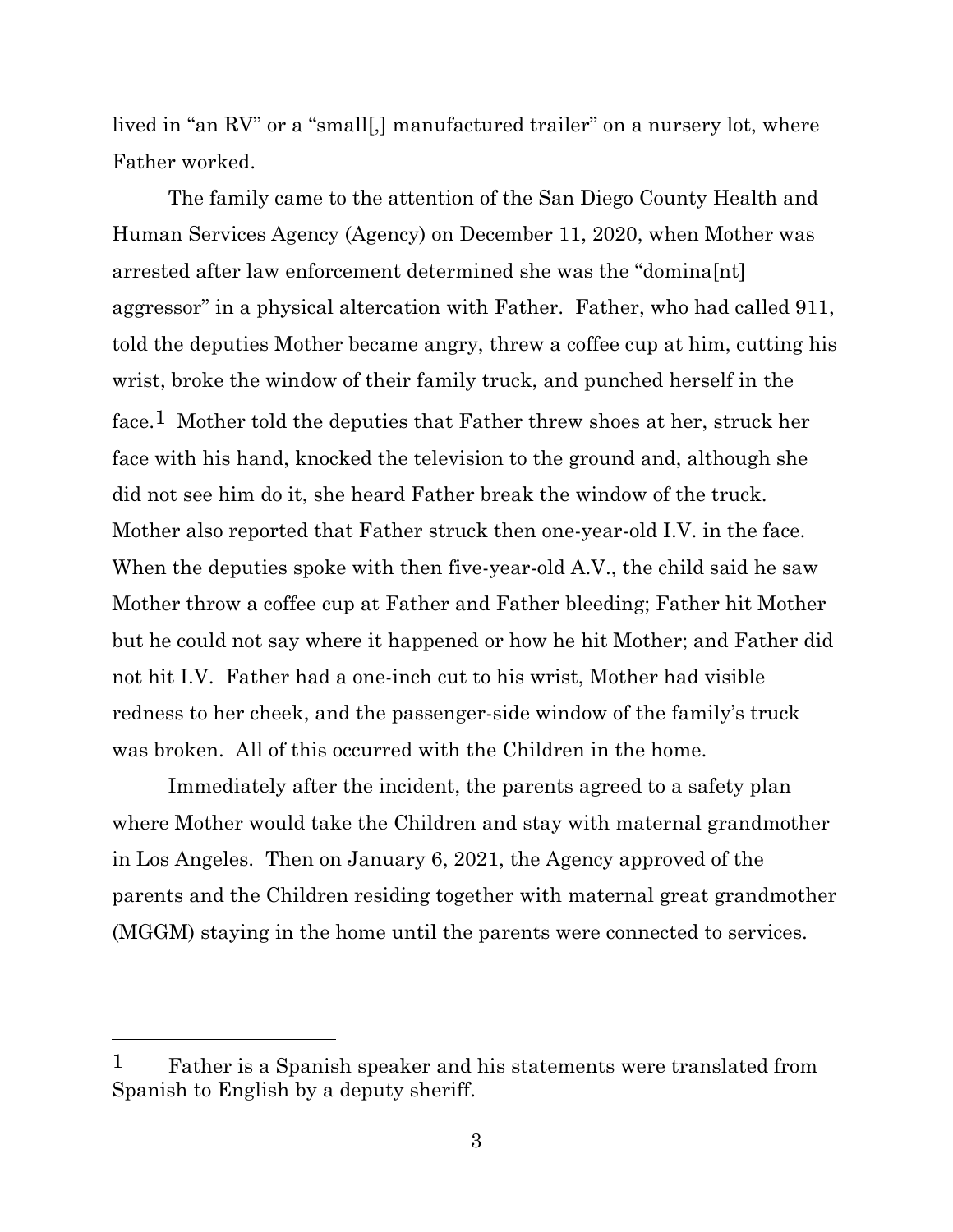lived in "an RV" or a "small[,] manufactured trailer" on a nursery lot, where Father worked.

The family came to the attention of the San Diego County Health and Human Services Agency (Agency) on December 11, 2020, when Mother was arrested after law enforcement determined she was the "domina[nt] aggressor" in a physical altercation with Father. Father, who had called 911, told the deputies Mother became angry, threw a coffee cup at him, cutting his wrist, broke the window of their family truck, and punched herself in the face.[1] Mother told the deputies that Father threw shoes at her, struck her face with his hand, knocked the television to the ground and, although she did not see him do it, she heard Father break the window of the truck. Mother also reported that Father struck then one-year-old I.V. in the face. When the deputies spoke with then five-year-old A.V., the child said he saw Mother throw a coffee cup at Father and Father bleeding; Father hit Mother but he could not say where it happened or how he hit Mother; and Father did not hit I.V. Father had a one-inch cut to his wrist, Mother had visible redness to her cheek, and the passenger-side window of the family's truck was broken. All of this occurred with the Children in the home.

Immediately after the incident, the parents agreed to a safety plan where Mother would take the Children and stay with maternal grandmother in Los Angeles. Then on January 6, 2021, the Agency approved of the parents and the Children residing together with maternal great grandmother (MGGM) staying in the home until the parents were connected to services.

---

[1] Father is a Spanish speaker and his statements were translated from Spanish to English by a deputy sheriff.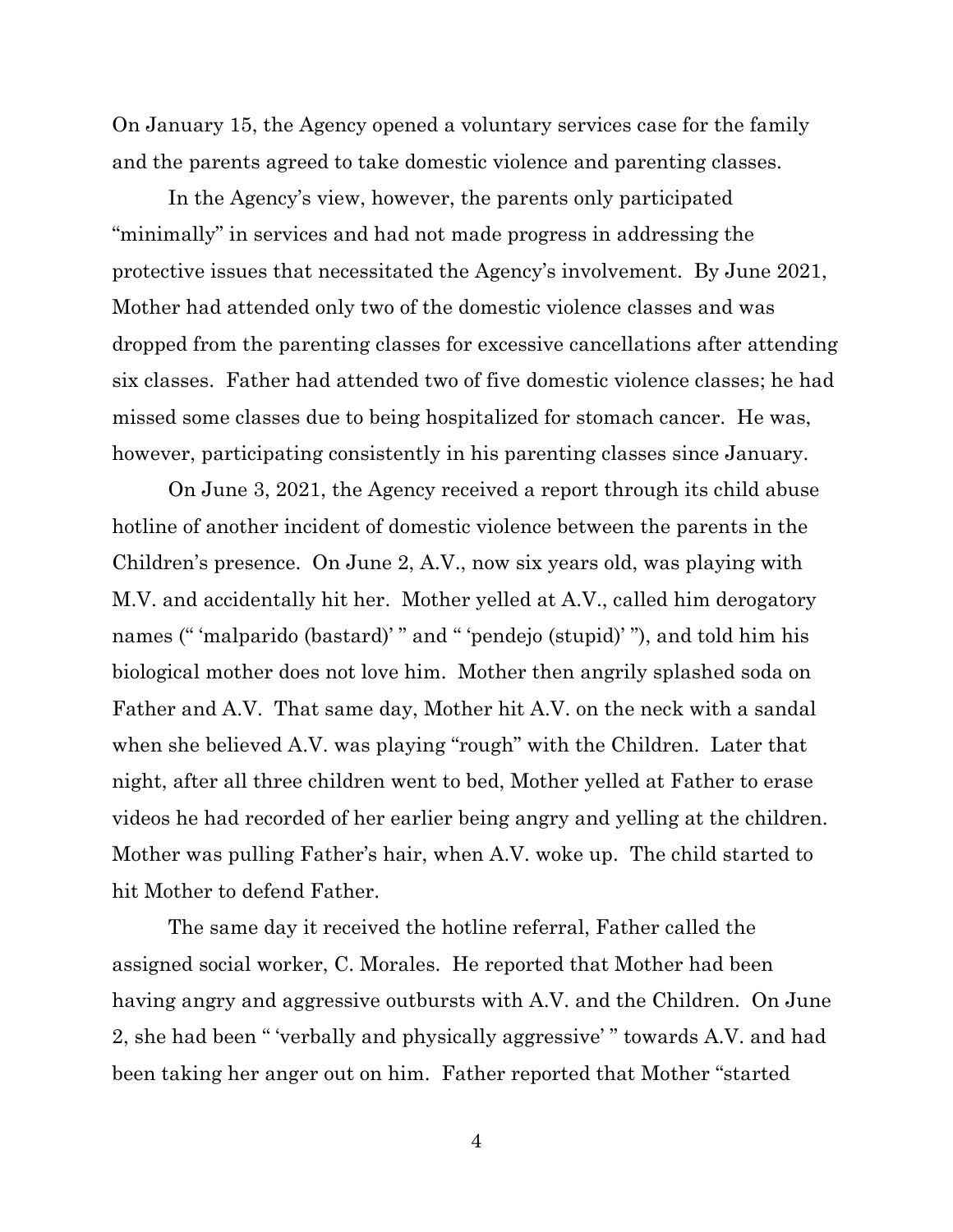On January 15, the Agency opened a voluntary services case for the family and the parents agreed to take domestic violence and parenting classes.

In the Agency's view, however, the parents only participated "minimally" in services and had not made progress in addressing the protective issues that necessitated the Agency's involvement. By June 2021, Mother had attended only two of the domestic violence classes and was dropped from the parenting classes for excessive cancellations after attending six classes. Father had attended two of five domestic violence classes; he had missed some classes due to being hospitalized for stomach cancer. He was, however, participating consistently in his parenting classes since January.

On June 3, 2021, the Agency received a report through its child abuse hotline of another incident of domestic violence between the parents in the Children's presence. On June 2, A.V., now six years old, was playing with M.V. and accidentally hit her. Mother yelled at A.V., called him derogatory names (" 'malparido (bastard)' " and " 'pendejo (stupid)' "), and told him his biological mother does not love him. Mother then angrily splashed soda on Father and A.V. That same day, Mother hit A.V. on the neck with a sandal when she believed A.V. was playing "rough" with the Children. Later that night, after all three children went to bed, Mother yelled at Father to erase videos he had recorded of her earlier being angry and yelling at the children. Mother was pulling Father's hair, when A.V. woke up. The child started to hit Mother to defend Father.

The same day it received the hotline referral, Father called the assigned social worker, C. Morales. He reported that Mother had been having angry and aggressive outbursts with A.V. and the Children. On June 2, she had been " 'verbally and physically aggressive' " towards A.V. and had been taking her anger out on him. Father reported that Mother "started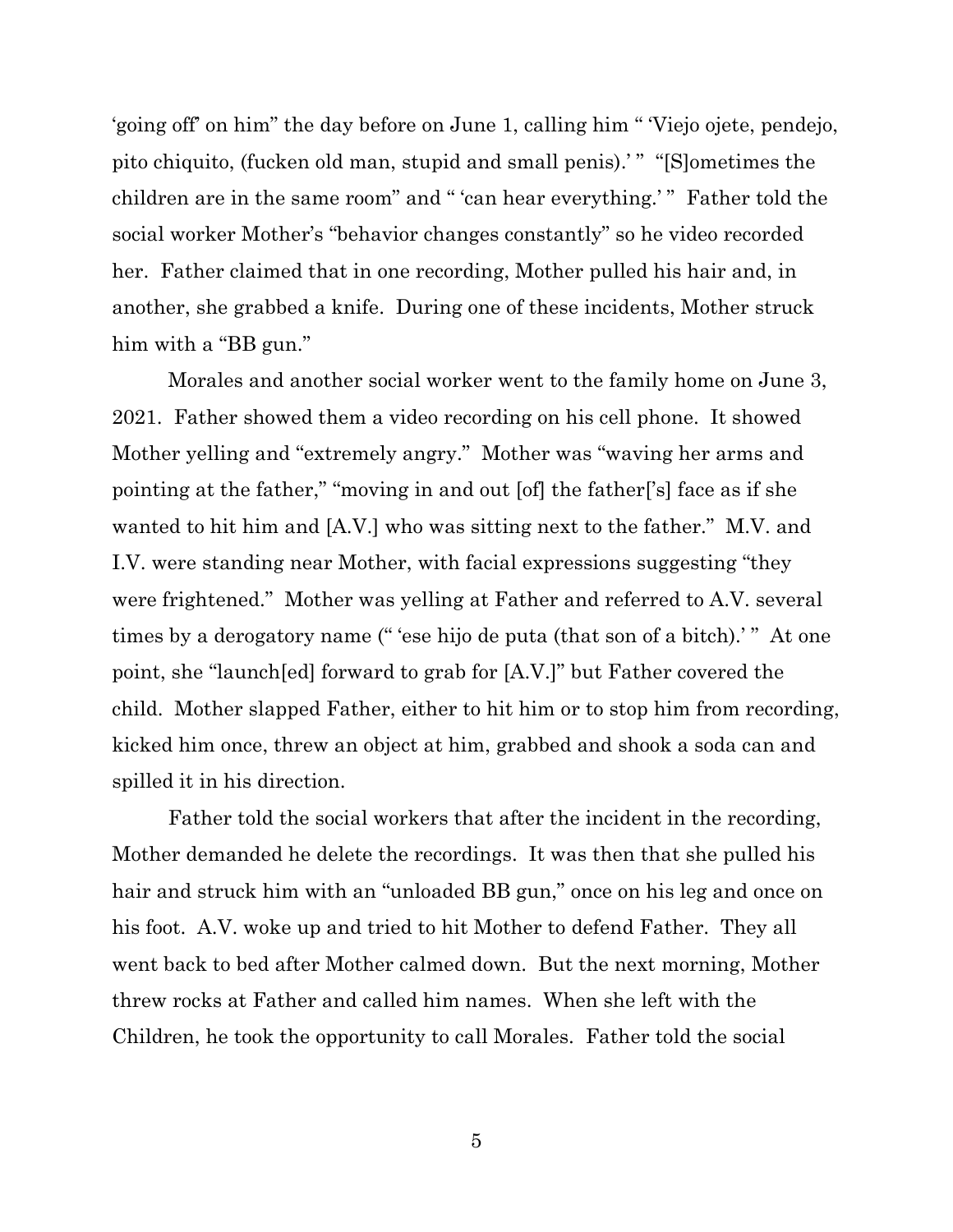'going off' on him" the day before on June 1, calling him " 'Viejo ojete, pendejo, pito chiquito, (fucken old man, stupid and small penis).' " "[S]ometimes the children are in the same room" and " 'can hear everything.' " Father told the social worker Mother's "behavior changes constantly" so he video recorded her. Father claimed that in one recording, Mother pulled his hair and, in another, she grabbed a knife. During one of these incidents, Mother struck him with a "BB gun."

Morales and another social worker went to the family home on June 3, 2021. Father showed them a video recording on his cell phone. It showed Mother yelling and "extremely angry." Mother was "waving her arms and pointing at the father," "moving in and out [of] the father['s] face as if she wanted to hit him and [A.V.] who was sitting next to the father." M.V. and I.V. were standing near Mother, with facial expressions suggesting "they were frightened." Mother was yelling at Father and referred to A.V. several times by a derogatory name (" 'ese hijo de puta (that son of a bitch).' " At one point, she "launch[ed] forward to grab for [A.V.]" but Father covered the child. Mother slapped Father, either to hit him or to stop him from recording, kicked him once, threw an object at him, grabbed and shook a soda can and spilled it in his direction.

Father told the social workers that after the incident in the recording, Mother demanded he delete the recordings. It was then that she pulled his hair and struck him with an "unloaded BB gun," once on his leg and once on his foot. A.V. woke up and tried to hit Mother to defend Father. They all went back to bed after Mother calmed down. But the next morning, Mother threw rocks at Father and called him names. When she left with the Children, he took the opportunity to call Morales. Father told the social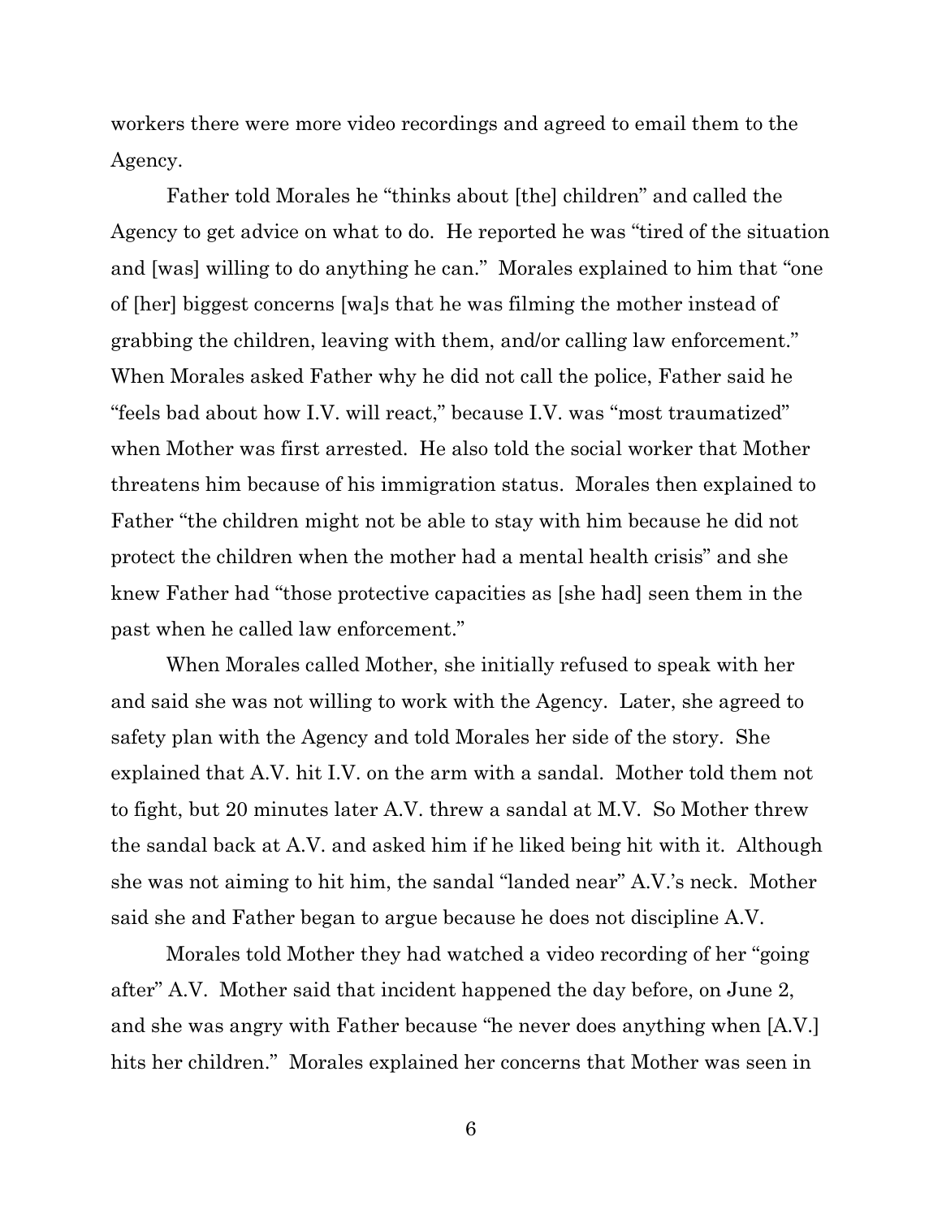workers there were more video recordings and agreed to email them to the Agency.

Father told Morales he "thinks about [the] children" and called the Agency to get advice on what to do. He reported he was "tired of the situation and [was] willing to do anything he can." Morales explained to him that "one of [her] biggest concerns [wa]s that he was filming the mother instead of grabbing the children, leaving with them, and/or calling law enforcement." When Morales asked Father why he did not call the police, Father said he "feels bad about how I.V. will react," because I.V. was "most traumatized" when Mother was first arrested. He also told the social worker that Mother threatens him because of his immigration status. Morales then explained to Father "the children might not be able to stay with him because he did not protect the children when the mother had a mental health crisis" and she knew Father had "those protective capacities as [she had] seen them in the past when he called law enforcement."

When Morales called Mother, she initially refused to speak with her and said she was not willing to work with the Agency. Later, she agreed to safety plan with the Agency and told Morales her side of the story. She explained that A.V. hit I.V. on the arm with a sandal. Mother told them not to fight, but 20 minutes later A.V. threw a sandal at M.V. So Mother threw the sandal back at A.V. and asked him if he liked being hit with it. Although she was not aiming to hit him, the sandal "landed near" A.V.'s neck. Mother said she and Father began to argue because he does not discipline A.V.

Morales told Mother they had watched a video recording of her "going after" A.V. Mother said that incident happened the day before, on June 2, and she was angry with Father because "he never does anything when [A.V.] hits her children." Morales explained her concerns that Mother was seen in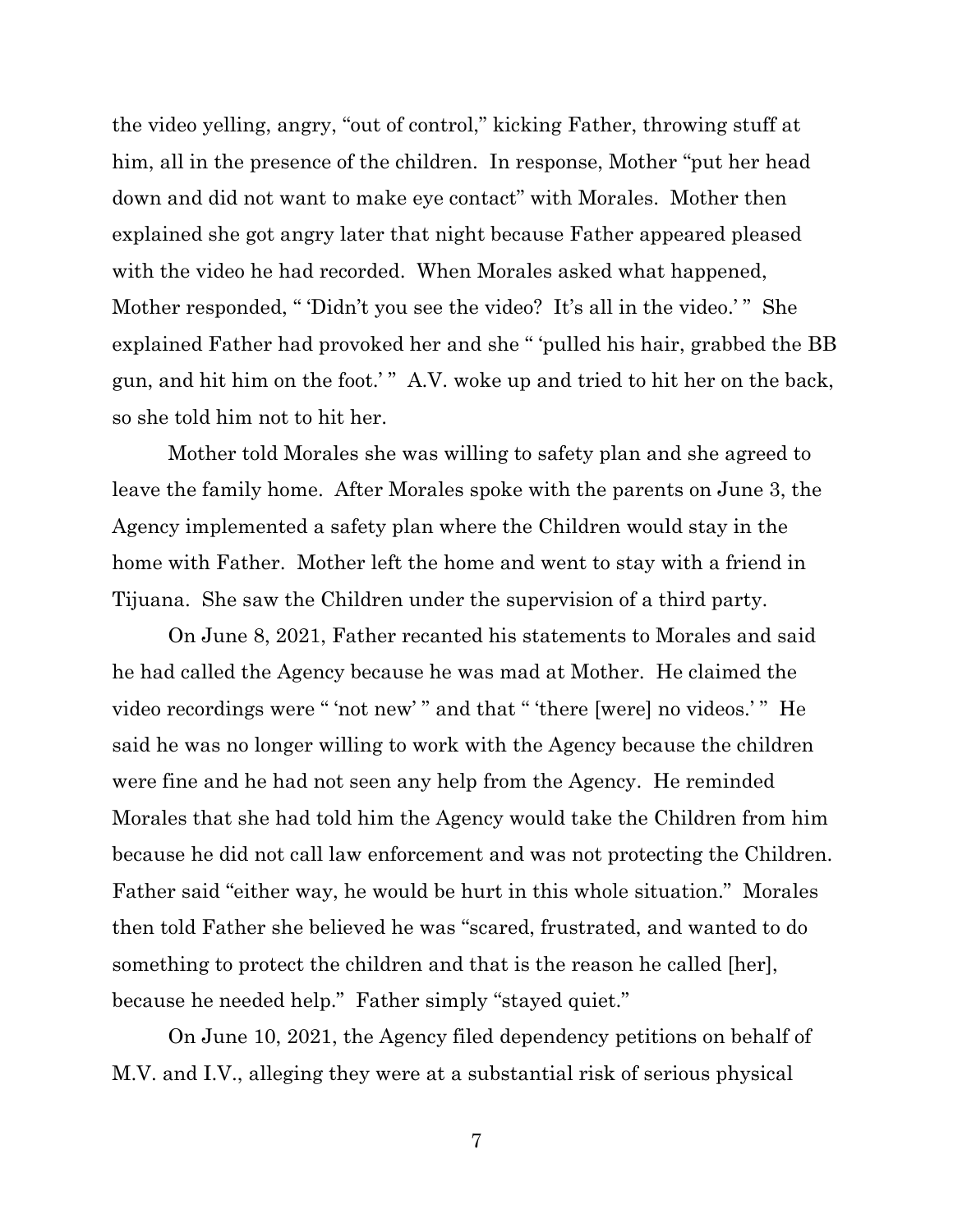the video yelling, angry, "out of control," kicking Father, throwing stuff at him, all in the presence of the children. In response, Mother "put her head down and did not want to make eye contact" with Morales. Mother then explained she got angry later that night because Father appeared pleased with the video he had recorded. When Morales asked what happened, Mother responded, " 'Didn't you see the video? It's all in the video.' " She explained Father had provoked her and she " 'pulled his hair, grabbed the BB gun, and hit him on the foot.' " A.V. woke up and tried to hit her on the back, so she told him not to hit her.

Mother told Morales she was willing to safety plan and she agreed to leave the family home. After Morales spoke with the parents on June 3, the Agency implemented a safety plan where the Children would stay in the home with Father. Mother left the home and went to stay with a friend in Tijuana. She saw the Children under the supervision of a third party.

On June 8, 2021, Father recanted his statements to Morales and said he had called the Agency because he was mad at Mother. He claimed the video recordings were " 'not new' " and that " 'there [were] no videos.' " He said he was no longer willing to work with the Agency because the children were fine and he had not seen any help from the Agency. He reminded Morales that she had told him the Agency would take the Children from him because he did not call law enforcement and was not protecting the Children. Father said "either way, he would be hurt in this whole situation." Morales then told Father she believed he was "scared, frustrated, and wanted to do something to protect the children and that is the reason he called [her], because he needed help." Father simply "stayed quiet."

On June 10, 2021, the Agency filed dependency petitions on behalf of M.V. and I.V., alleging they were at a substantial risk of serious physical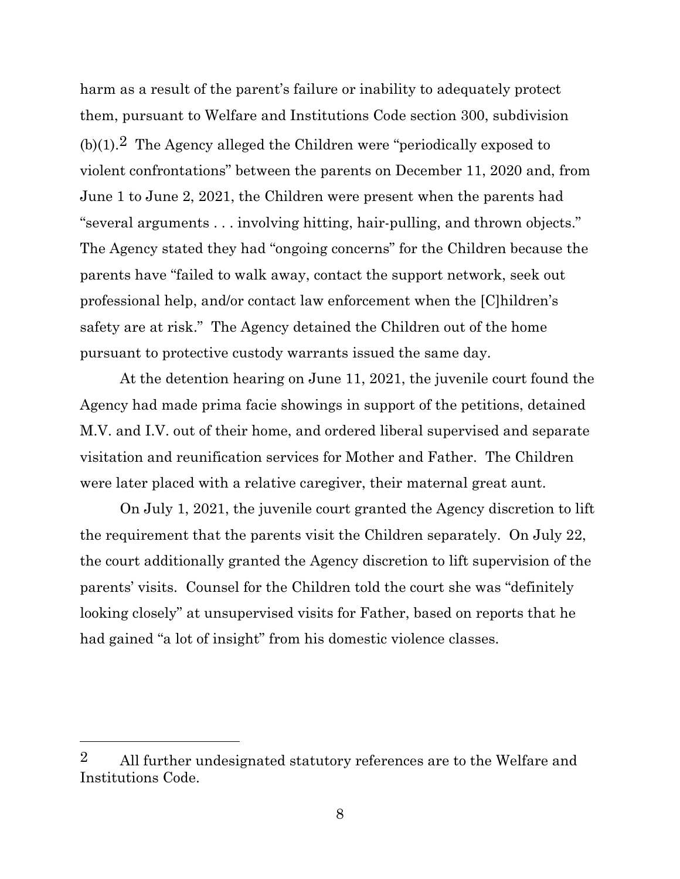harm as a result of the parent's failure or inability to adequately protect them, pursuant to Welfare and Institutions Code section 300, subdivision (b)(1).[2] The Agency alleged the Children were "periodically exposed to violent confrontations" between the parents on December 11, 2020 and, from June 1 to June 2, 2021, the Children were present when the parents had "several arguments . . . involving hitting, hair-pulling, and thrown objects." The Agency stated they had "ongoing concerns" for the Children because the parents have "failed to walk away, contact the support network, seek out professional help, and/or contact law enforcement when the [C]hildren's safety are at risk." The Agency detained the Children out of the home pursuant to protective custody warrants issued the same day.

At the detention hearing on June 11, 2021, the juvenile court found the Agency had made prima facie showings in support of the petitions, detained M.V. and I.V. out of their home, and ordered liberal supervised and separate visitation and reunification services for Mother and Father. The Children were later placed with a relative caregiver, their maternal great aunt.

On July 1, 2021, the juvenile court granted the Agency discretion to lift the requirement that the parents visit the Children separately. On July 22, the court additionally granted the Agency discretion to lift supervision of the parents' visits. Counsel for the Children told the court she was "definitely looking closely" at unsupervised visits for Father, based on reports that he had gained "a lot of insight" from his domestic violence classes.

---

[2] All further undesignated statutory references are to the Welfare and Institutions Code.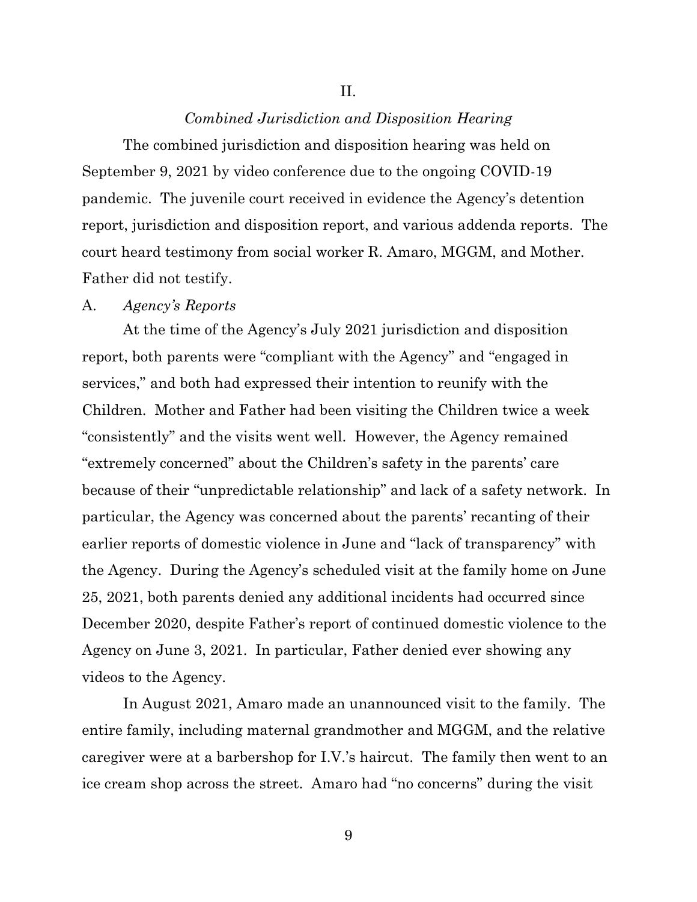## II.

### *Combined Jurisdiction and Disposition Hearing*

The combined jurisdiction and disposition hearing was held on September 9, 2021 by video conference due to the ongoing COVID-19 pandemic. The juvenile court received in evidence the Agency's detention report, jurisdiction and disposition report, and various addenda reports. The court heard testimony from social worker R. Amaro, MGGM, and Mother. Father did not testify.

A. *Agency's Reports*

At the time of the Agency's July 2021 jurisdiction and disposition report, both parents were "compliant with the Agency" and "engaged in services," and both had expressed their intention to reunify with the Children. Mother and Father had been visiting the Children twice a week "consistently" and the visits went well. However, the Agency remained "extremely concerned" about the Children's safety in the parents' care because of their "unpredictable relationship" and lack of a safety network. In particular, the Agency was concerned about the parents' recanting of their earlier reports of domestic violence in June and "lack of transparency" with the Agency. During the Agency's scheduled visit at the family home on June 25, 2021, both parents denied any additional incidents had occurred since December 2020, despite Father's report of continued domestic violence to the Agency on June 3, 2021. In particular, Father denied ever showing any videos to the Agency.

In August 2021, Amaro made an unannounced visit to the family. The entire family, including maternal grandmother and MGGM, and the relative caregiver were at a barbershop for I.V.'s haircut. The family then went to an ice cream shop across the street. Amaro had "no concerns" during the visit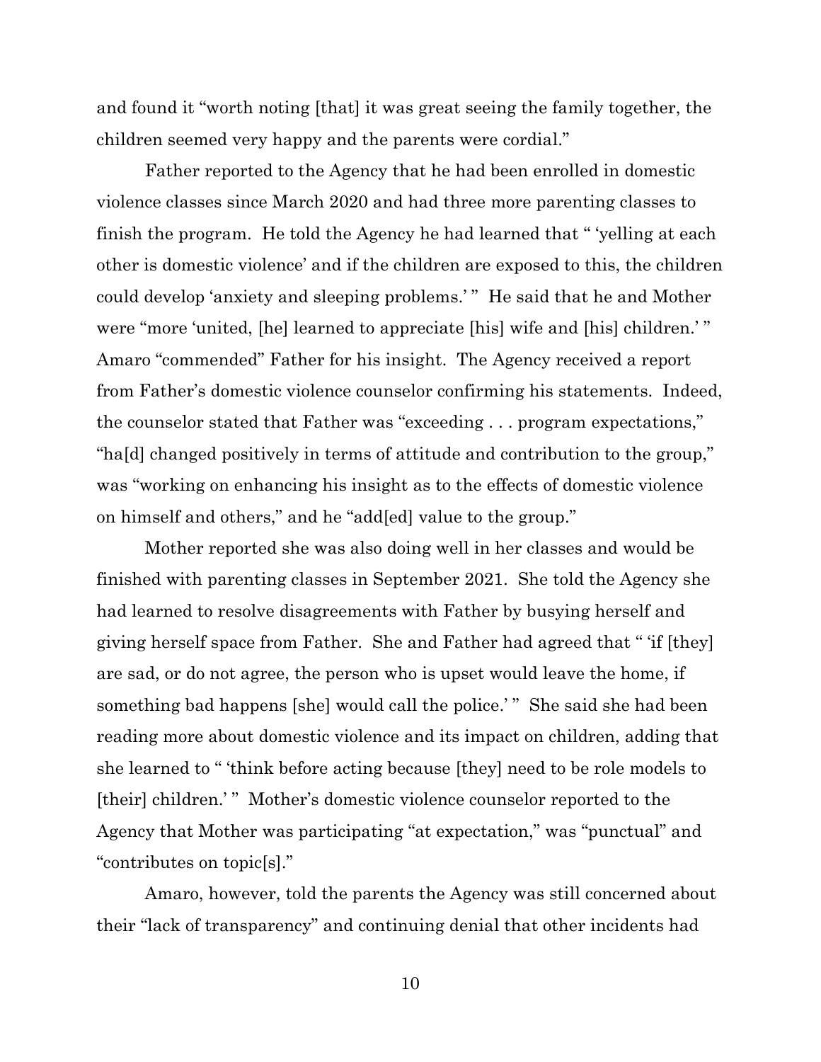and found it "worth noting [that] it was great seeing the family together, the children seemed very happy and the parents were cordial."

Father reported to the Agency that he had been enrolled in domestic violence classes since March 2020 and had three more parenting classes to finish the program. He told the Agency he had learned that " 'yelling at each other is domestic violence' and if the children are exposed to this, the children could develop 'anxiety and sleeping problems.' " He said that he and Mother were "more 'united, [he] learned to appreciate [his] wife and [his] children.' " Amaro "commended" Father for his insight. The Agency received a report from Father's domestic violence counselor confirming his statements. Indeed, the counselor stated that Father was "exceeding . . . program expectations," "ha[d] changed positively in terms of attitude and contribution to the group," was "working on enhancing his insight as to the effects of domestic violence on himself and others," and he "add[ed] value to the group."

Mother reported she was also doing well in her classes and would be finished with parenting classes in September 2021. She told the Agency she had learned to resolve disagreements with Father by busying herself and giving herself space from Father. She and Father had agreed that " 'if [they] are sad, or do not agree, the person who is upset would leave the home, if something bad happens [she] would call the police.' " She said she had been reading more about domestic violence and its impact on children, adding that she learned to " 'think before acting because [they] need to be role models to [their] children.' " Mother's domestic violence counselor reported to the Agency that Mother was participating "at expectation," was "punctual" and "contributes on topic[s]."

Amaro, however, told the parents the Agency was still concerned about their "lack of transparency" and continuing denial that other incidents had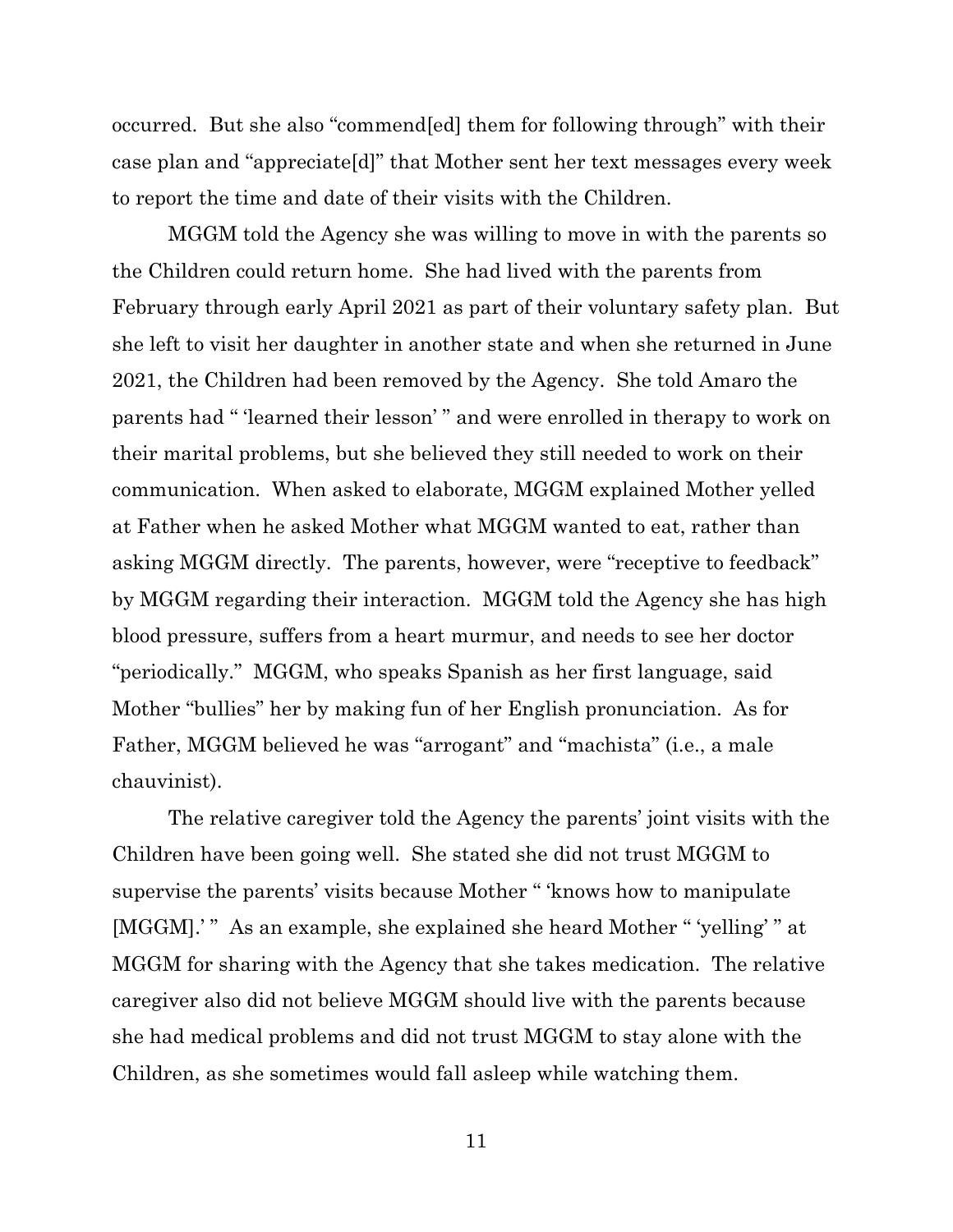occurred. But she also "commend[ed] them for following through" with their case plan and "appreciate[d]" that Mother sent her text messages every week to report the time and date of their visits with the Children.

MGGM told the Agency she was willing to move in with the parents so the Children could return home. She had lived with the parents from February through early April 2021 as part of their voluntary safety plan. But she left to visit her daughter in another state and when she returned in June 2021, the Children had been removed by the Agency. She told Amaro the parents had " 'learned their lesson' " and were enrolled in therapy to work on their marital problems, but she believed they still needed to work on their communication. When asked to elaborate, MGGM explained Mother yelled at Father when he asked Mother what MGGM wanted to eat, rather than asking MGGM directly. The parents, however, were "receptive to feedback" by MGGM regarding their interaction. MGGM told the Agency she has high blood pressure, suffers from a heart murmur, and needs to see her doctor "periodically." MGGM, who speaks Spanish as her first language, said Mother "bullies" her by making fun of her English pronunciation. As for Father, MGGM believed he was "arrogant" and "machista" (i.e., a male chauvinist).

The relative caregiver told the Agency the parents' joint visits with the Children have been going well. She stated she did not trust MGGM to supervise the parents' visits because Mother " 'knows how to manipulate [MGGM].' " As an example, she explained she heard Mother " 'yelling' " at MGGM for sharing with the Agency that she takes medication. The relative caregiver also did not believe MGGM should live with the parents because she had medical problems and did not trust MGGM to stay alone with the Children, as she sometimes would fall asleep while watching them.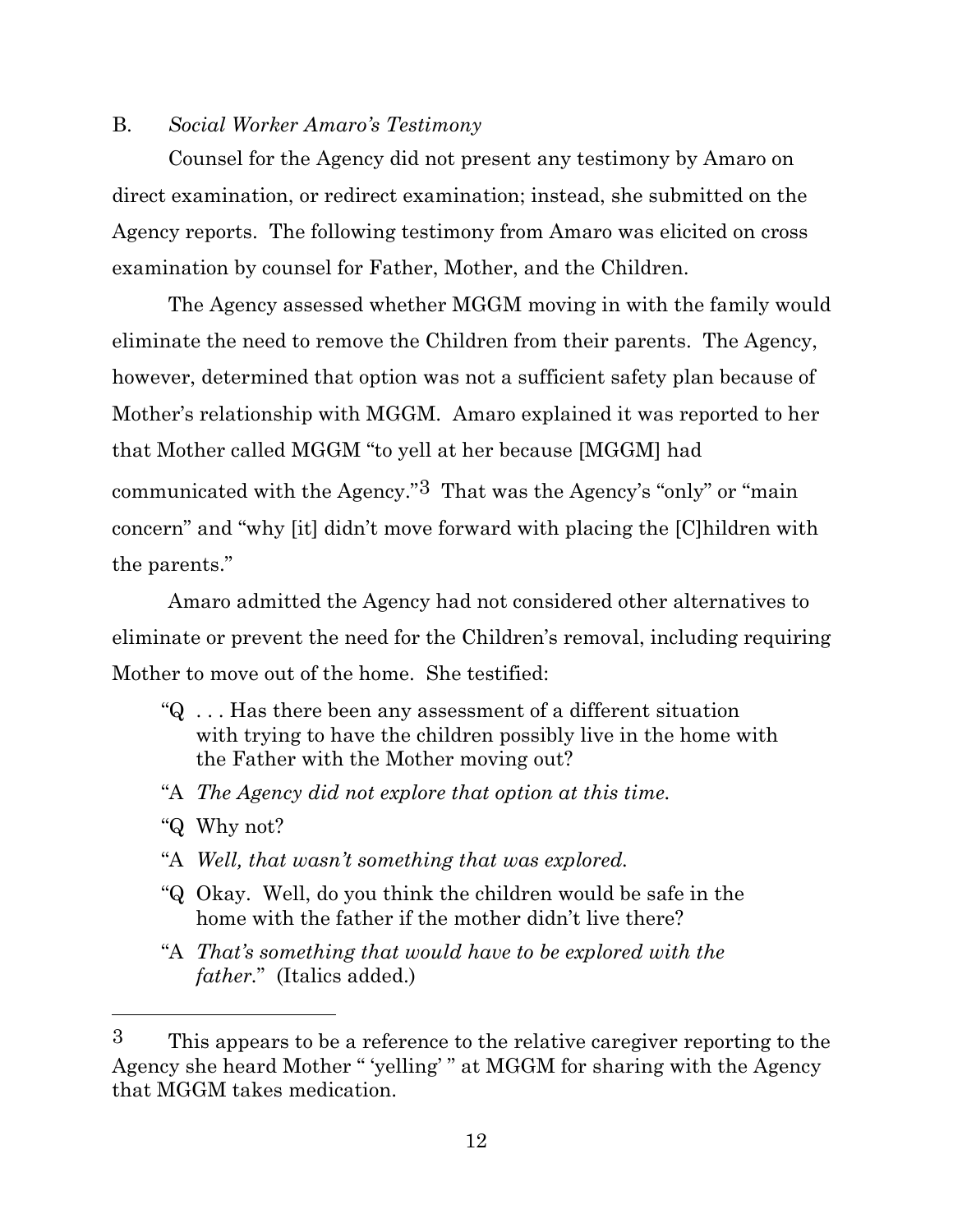B. *Social Worker Amaro's Testimony*

Counsel for the Agency did not present any testimony by Amaro on direct examination, or redirect examination; instead, she submitted on the Agency reports. The following testimony from Amaro was elicited on cross examination by counsel for Father, Mother, and the Children.

The Agency assessed whether MGGM moving in with the family would eliminate the need to remove the Children from their parents. The Agency, however, determined that option was not a sufficient safety plan because of Mother's relationship with MGGM. Amaro explained it was reported to her that Mother called MGGM "to yell at her because [MGGM] had communicated with the Agency."[3] That was the Agency's "only" or "main concern" and "why [it] didn't move forward with placing the [C]hildren with the parents."

Amaro admitted the Agency had not considered other alternatives to eliminate or prevent the need for the Children's removal, including requiring Mother to move out of the home. She testified:

> "Q . . . Has there been any assessment of a different situation with trying to have the children possibly live in the home with the Father with the Mother moving out?
>
> "A *The Agency did not explore that option at this time.*
>
> "Q Why not?
>
> "A *Well, that wasn't something that was explored.*
>
> "Q Okay. Well, do you think the children would be safe in the home with the father if the mother didn't live there?
>
> "A *That's something that would have to be explored with the father.*" (Italics added.)

---

[3] This appears to be a reference to the relative caregiver reporting to the Agency she heard Mother " 'yelling' " at MGGM for sharing with the Agency that MGGM takes medication.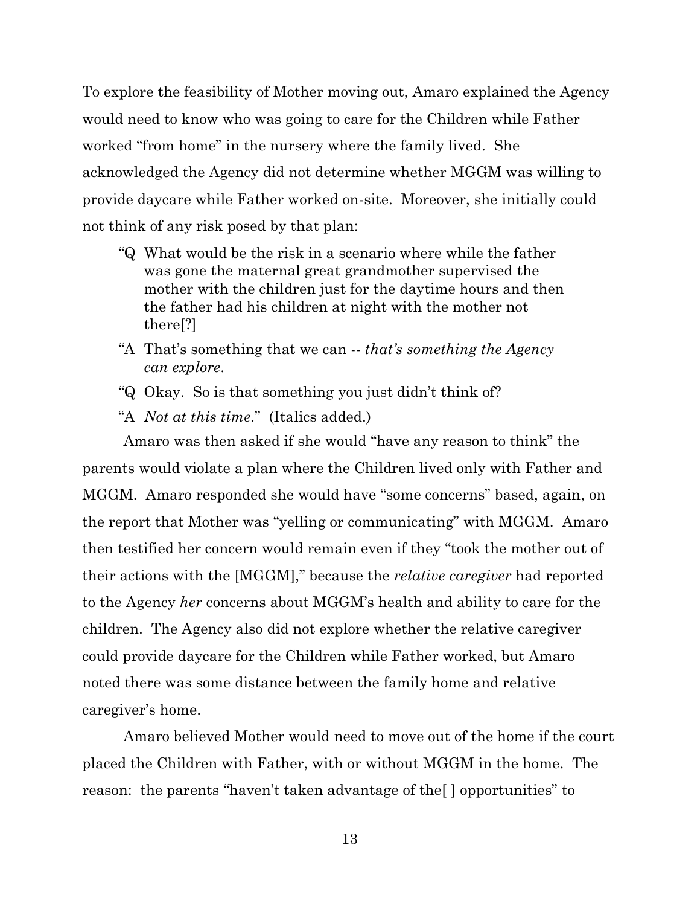To explore the feasibility of Mother moving out, Amaro explained the Agency would need to know who was going to care for the Children while Father worked "from home" in the nursery where the family lived. She acknowledged the Agency did not determine whether MGGM was willing to provide daycare while Father worked on-site. Moreover, she initially could not think of any risk posed by that plan:

> "Q What would be the risk in a scenario where while the father was gone the maternal great grandmother supervised the mother with the children just for the daytime hours and then the father had his children at night with the mother not there[?]
>
> "A That's something that we can -- *that's something the Agency can explore*.
>
> "Q Okay. So is that something you just didn't think of?
>
> "A *Not at this time*." (Italics added.)

Amaro was then asked if she would "have any reason to think" the parents would violate a plan where the Children lived only with Father and MGGM. Amaro responded she would have "some concerns" based, again, on the report that Mother was "yelling or communicating" with MGGM. Amaro then testified her concern would remain even if they "took the mother out of their actions with the [MGGM]," because the *relative caregiver* had reported to the Agency *her* concerns about MGGM's health and ability to care for the children. The Agency also did not explore whether the relative caregiver could provide daycare for the Children while Father worked, but Amaro noted there was some distance between the family home and relative caregiver's home.

Amaro believed Mother would need to move out of the home if the court placed the Children with Father, with or without MGGM in the home. The reason: the parents "haven't taken advantage of the[ ] opportunities" to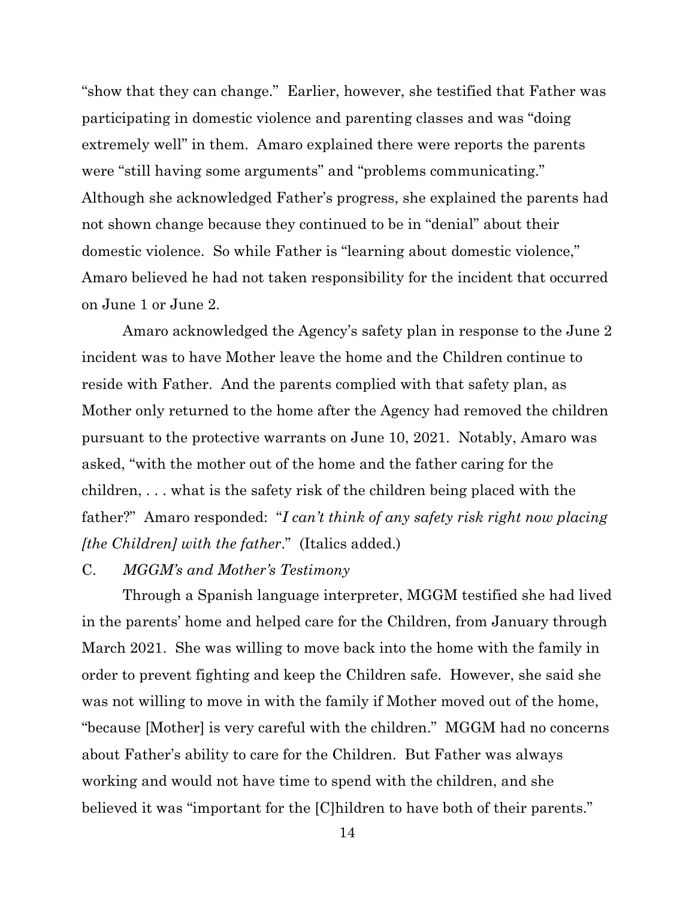"show that they can change." Earlier, however, she testified that Father was participating in domestic violence and parenting classes and was "doing extremely well" in them. Amaro explained there were reports the parents were "still having some arguments" and "problems communicating." Although she acknowledged Father's progress, she explained the parents had not shown change because they continued to be in "denial" about their domestic violence. So while Father is "learning about domestic violence," Amaro believed he had not taken responsibility for the incident that occurred on June 1 or June 2.

Amaro acknowledged the Agency's safety plan in response to the June 2 incident was to have Mother leave the home and the Children continue to reside with Father. And the parents complied with that safety plan, as Mother only returned to the home after the Agency had removed the children pursuant to the protective warrants on June 10, 2021. Notably, Amaro was asked, "with the mother out of the home and the father caring for the children, . . . what is the safety risk of the children being placed with the father?" Amaro responded: "*I can't think of any safety risk right now placing [the Children] with the father*." (Italics added.)

C. *MGGM's and Mother's Testimony*

Through a Spanish language interpreter, MGGM testified she had lived in the parents' home and helped care for the Children, from January through March 2021. She was willing to move back into the home with the family in order to prevent fighting and keep the Children safe. However, she said she was not willing to move in with the family if Mother moved out of the home, "because [Mother] is very careful with the children." MGGM had no concerns about Father's ability to care for the Children. But Father was always working and would not have time to spend with the children, and she believed it was "important for the [C]hildren to have both of their parents."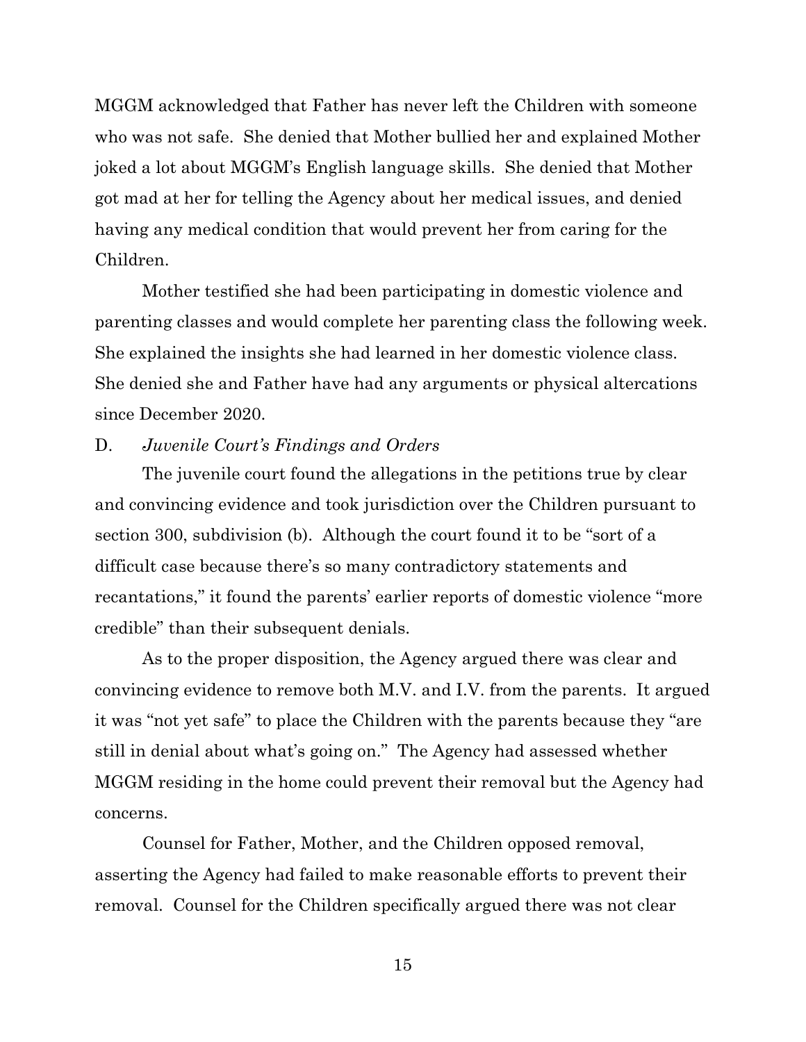MGGM acknowledged that Father has never left the Children with someone who was not safe. She denied that Mother bullied her and explained Mother joked a lot about MGGM's English language skills. She denied that Mother got mad at her for telling the Agency about her medical issues, and denied having any medical condition that would prevent her from caring for the Children.

Mother testified she had been participating in domestic violence and parenting classes and would complete her parenting class the following week. She explained the insights she had learned in her domestic violence class. She denied she and Father have had any arguments or physical altercations since December 2020.

D. *Juvenile Court's Findings and Orders*

The juvenile court found the allegations in the petitions true by clear and convincing evidence and took jurisdiction over the Children pursuant to section 300, subdivision (b). Although the court found it to be "sort of a difficult case because there's so many contradictory statements and recantations," it found the parents' earlier reports of domestic violence "more credible" than their subsequent denials.

As to the proper disposition, the Agency argued there was clear and convincing evidence to remove both M.V. and I.V. from the parents. It argued it was "not yet safe" to place the Children with the parents because they "are still in denial about what's going on." The Agency had assessed whether MGGM residing in the home could prevent their removal but the Agency had concerns.

Counsel for Father, Mother, and the Children opposed removal, asserting the Agency had failed to make reasonable efforts to prevent their removal. Counsel for the Children specifically argued there was not clear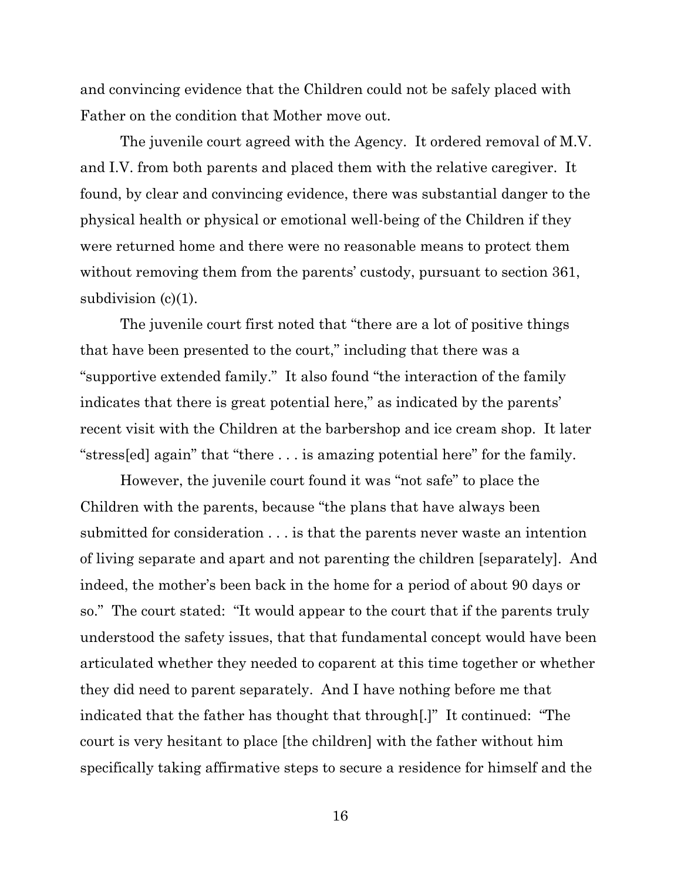and convincing evidence that the Children could not be safely placed with Father on the condition that Mother move out.

The juvenile court agreed with the Agency. It ordered removal of M.V. and I.V. from both parents and placed them with the relative caregiver. It found, by clear and convincing evidence, there was substantial danger to the physical health or physical or emotional well-being of the Children if they were returned home and there were no reasonable means to protect them without removing them from the parents' custody, pursuant to section 361, subdivision (c)(1).

The juvenile court first noted that "there are a lot of positive things that have been presented to the court," including that there was a "supportive extended family." It also found "the interaction of the family indicates that there is great potential here," as indicated by the parents' recent visit with the Children at the barbershop and ice cream shop. It later "stress[ed] again" that "there . . . is amazing potential here" for the family.

However, the juvenile court found it was "not safe" to place the Children with the parents, because "the plans that have always been submitted for consideration . . . is that the parents never waste an intention of living separate and apart and not parenting the children [separately]. And indeed, the mother's been back in the home for a period of about 90 days or so." The court stated: "It would appear to the court that if the parents truly understood the safety issues, that that fundamental concept would have been articulated whether they needed to coparent at this time together or whether they did need to parent separately. And I have nothing before me that indicated that the father has thought that through[.]" It continued: "The court is very hesitant to place [the children] with the father without him specifically taking affirmative steps to secure a residence for himself and the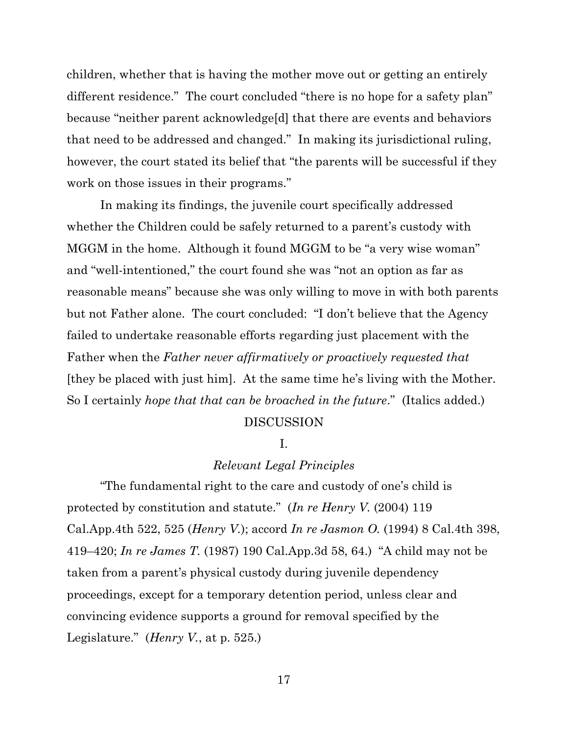children, whether that is having the mother move out or getting an entirely different residence." The court concluded "there is no hope for a safety plan" because "neither parent acknowledge[d] that there are events and behaviors that need to be addressed and changed." In making its jurisdictional ruling, however, the court stated its belief that "the parents will be successful if they work on those issues in their programs."

In making its findings, the juvenile court specifically addressed whether the Children could be safely returned to a parent's custody with MGGM in the home. Although it found MGGM to be "a very wise woman" and "well-intentioned," the court found she was "not an option as far as reasonable means" because she was only willing to move in with both parents but not Father alone. The court concluded: "I don't believe that the Agency failed to undertake reasonable efforts regarding just placement with the Father when the *Father never affirmatively or proactively requested that* [they be placed with just him]. At the same time he's living with the Mother. So I certainly *hope that that can be broached in the future*." (Italics added.)

## DISCUSSION

### I.

### *Relevant Legal Principles*

"The fundamental right to the care and custody of one's child is protected by constitution and statute." (*In re Henry V.* (2004) 119 Cal.App.4th 522, 525 (*Henry V.*); accord *In re Jasmon O.* (1994) 8 Cal.4th 398, 419–420; *In re James T.* (1987) 190 Cal.App.3d 58, 64.) "A child may not be taken from a parent's physical custody during juvenile dependency proceedings, except for a temporary detention period, unless clear and convincing evidence supports a ground for removal specified by the Legislature." (*Henry V.*, at p. 525.)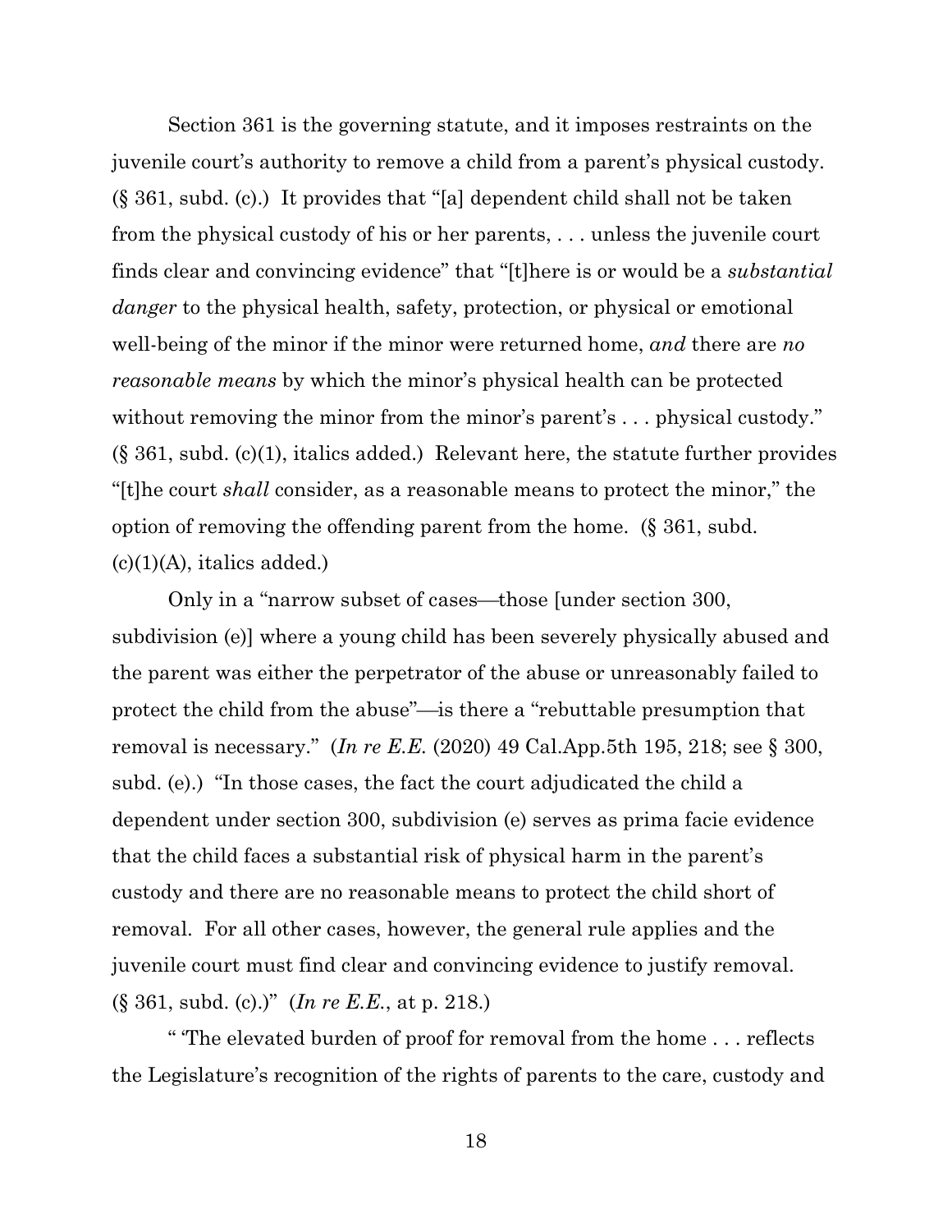Section 361 is the governing statute, and it imposes restraints on the juvenile court's authority to remove a child from a parent's physical custody. (§ 361, subd. (c).) It provides that "[a] dependent child shall not be taken from the physical custody of his or her parents, . . . unless the juvenile court finds clear and convincing evidence" that "[t]here is or would be a *substantial danger* to the physical health, safety, protection, or physical or emotional well-being of the minor if the minor were returned home, *and* there are *no reasonable means* by which the minor's physical health can be protected without removing the minor from the minor's parent's . . . physical custody." (§ 361, subd. (c)(1), italics added.) Relevant here, the statute further provides "[t]he court *shall* consider, as a reasonable means to protect the minor," the option of removing the offending parent from the home. (§ 361, subd. (c)(1)(A), italics added.)

Only in a "narrow subset of cases—those [under section 300, subdivision (e)] where a young child has been severely physically abused and the parent was either the perpetrator of the abuse or unreasonably failed to protect the child from the abuse"—is there a "rebuttable presumption that removal is necessary." (*In re E.E.* (2020) 49 Cal.App.5th 195, 218; see § 300, subd. (e).) "In those cases, the fact the court adjudicated the child a dependent under section 300, subdivision (e) serves as prima facie evidence that the child faces a substantial risk of physical harm in the parent's custody and there are no reasonable means to protect the child short of removal. For all other cases, however, the general rule applies and the juvenile court must find clear and convincing evidence to justify removal. (§ 361, subd. (c).)" (*In re E.E.*, at p. 218.)

" 'The elevated burden of proof for removal from the home . . . reflects the Legislature's recognition of the rights of parents to the care, custody and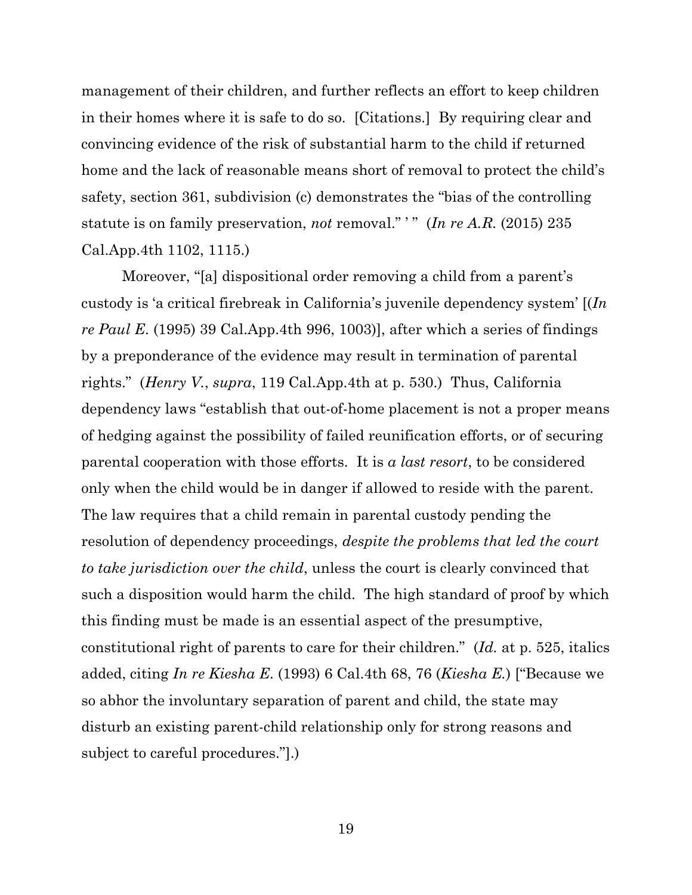management of their children, and further reflects an effort to keep children in their homes where it is safe to do so. [Citations.] By requiring clear and convincing evidence of the risk of substantial harm to the child if returned home and the lack of reasonable means short of removal to protect the child's safety, section 361, subdivision (c) demonstrates the "bias of the controlling statute is on family preservation, *not* removal." ' " (*In re A.R.* (2015) 235 Cal.App.4th 1102, 1115.)

Moreover, "[a] dispositional order removing a child from a parent's custody is 'a critical firebreak in California's juvenile dependency system' [(*In re Paul E.* (1995) 39 Cal.App.4th 996, 1003)], after which a series of findings by a preponderance of the evidence may result in termination of parental rights." (*Henry V.*, *supra*, 119 Cal.App.4th at p. 530.) Thus, California dependency laws "establish that out-of-home placement is not a proper means of hedging against the possibility of failed reunification efforts, or of securing parental cooperation with those efforts. It is *a last resort*, to be considered only when the child would be in danger if allowed to reside with the parent. The law requires that a child remain in parental custody pending the resolution of dependency proceedings, *despite the problems that led the court to take jurisdiction over the child*, unless the court is clearly convinced that such a disposition would harm the child. The high standard of proof by which this finding must be made is an essential aspect of the presumptive, constitutional right of parents to care for their children." (*Id.* at p. 525, italics added, citing *In re Kiesha E.* (1993) 6 Cal.4th 68, 76 (*Kiesha E.*) ["Because we so abhor the involuntary separation of parent and child, the state may disturb an existing parent-child relationship only for strong reasons and subject to careful procedures."].)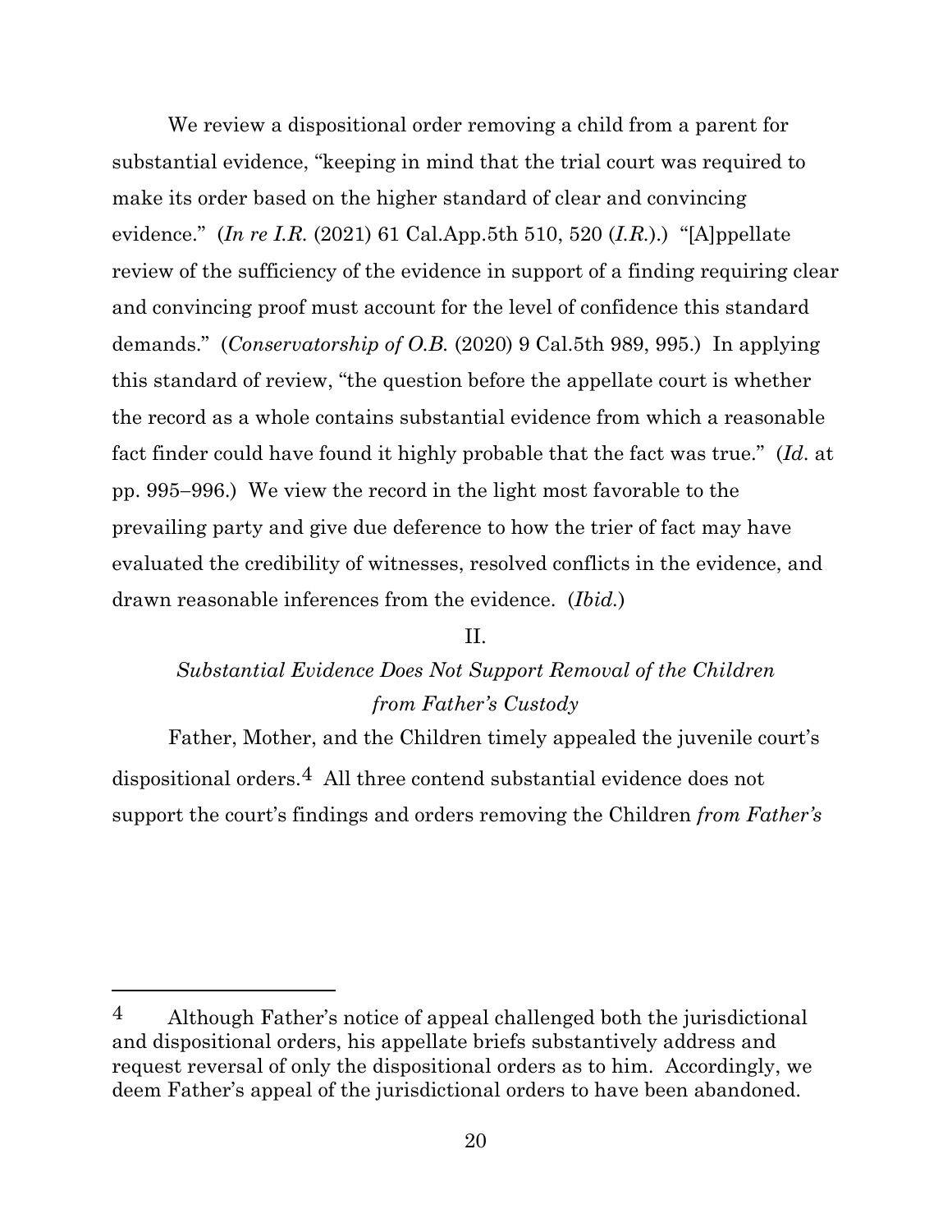We review a dispositional order removing a child from a parent for substantial evidence, "keeping in mind that the trial court was required to make its order based on the higher standard of clear and convincing evidence." (*In re I.R.* (2021) 61 Cal.App.5th 510, 520 (*I.R.*).) "[A]ppellate review of the sufficiency of the evidence in support of a finding requiring clear and convincing proof must account for the level of confidence this standard demands." (*Conservatorship of O.B.* (2020) 9 Cal.5th 989, 995.) In applying this standard of review, "the question before the appellate court is whether the record as a whole contains substantial evidence from which a reasonable fact finder could have found it highly probable that the fact was true." (*Id.* at pp. 995–996.) We view the record in the light most favorable to the prevailing party and give due deference to how the trier of fact may have evaluated the credibility of witnesses, resolved conflicts in the evidence, and drawn reasonable inferences from the evidence. (*Ibid.*)

## II.

### *Substantial Evidence Does Not Support Removal of the Children from Father's Custody*

Father, Mother, and the Children timely appealed the juvenile court's dispositional orders.[4] All three contend substantial evidence does not support the court's findings and orders removing the Children *from Father's*

---

[4] Although Father's notice of appeal challenged both the jurisdictional and dispositional orders, his appellate briefs substantively address and request reversal of only the dispositional orders as to him. Accordingly, we deem Father's appeal of the jurisdictional orders to have been abandoned.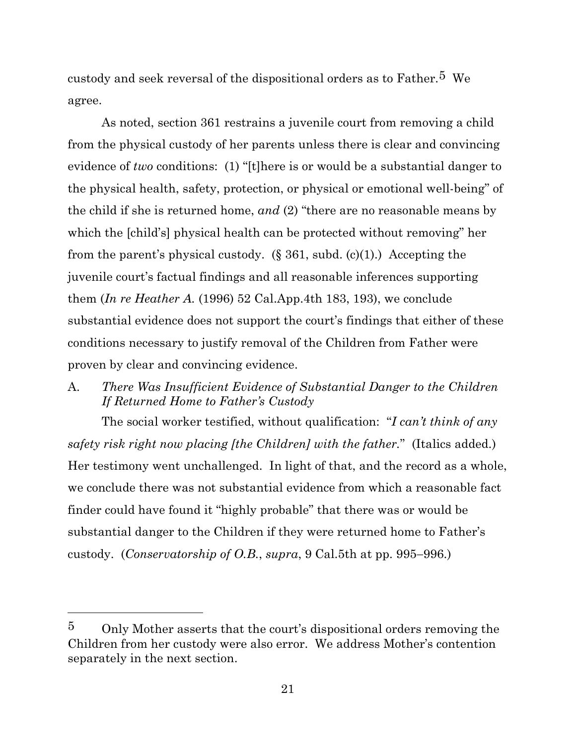custody and seek reversal of the dispositional orders as to Father.[5] We agree.

As noted, section 361 restrains a juvenile court from removing a child from the physical custody of her parents unless there is clear and convincing evidence of *two* conditions: (1) "[t]here is or would be a substantial danger to the physical health, safety, protection, or physical or emotional well-being" of the child if she is returned home, *and* (2) "there are no reasonable means by which the [child's] physical health can be protected without removing" her from the parent's physical custody. (§ 361, subd. (c)(1).) Accepting the juvenile court's factual findings and all reasonable inferences supporting them (*In re Heather A.* (1996) 52 Cal.App.4th 183, 193), we conclude substantial evidence does not support the court's findings that either of these conditions necessary to justify removal of the Children from Father were proven by clear and convincing evidence.

A. *There Was Insufficient Evidence of Substantial Danger to the Children If Returned Home to Father's Custody*

The social worker testified, without qualification: "*I can't think of any safety risk right now placing [the Children] with the father.*" (Italics added.) Her testimony went unchallenged. In light of that, and the record as a whole, we conclude there was not substantial evidence from which a reasonable fact finder could have found it "highly probable" that there was or would be substantial danger to the Children if they were returned home to Father's custody. (*Conservatorship of O.B.*, *supra*, 9 Cal.5th at pp. 995–996.)

---

[5] Only Mother asserts that the court's dispositional orders removing the Children from her custody were also error. We address Mother's contention separately in the next section.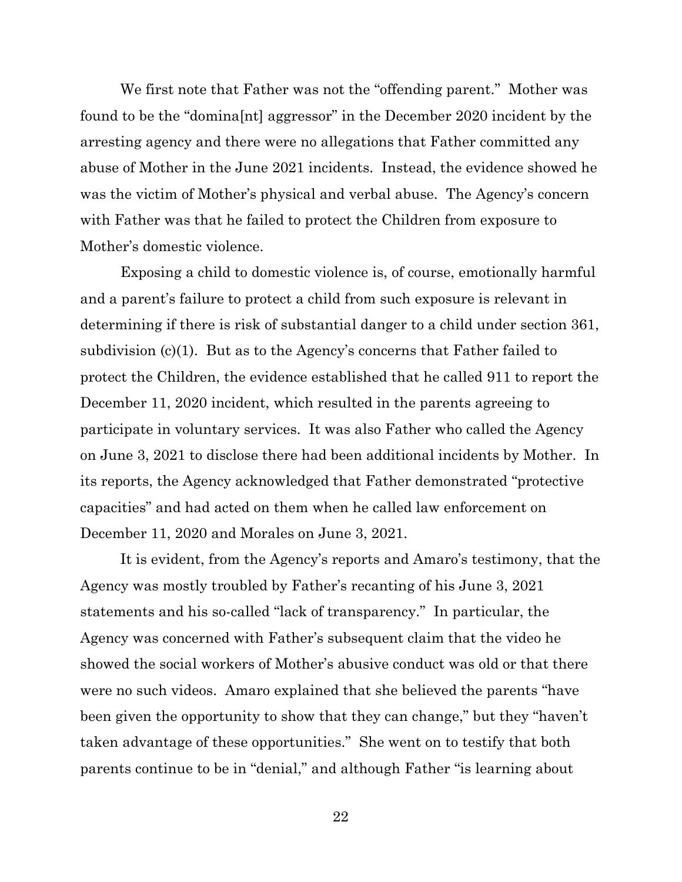We first note that Father was not the "offending parent." Mother was found to be the "domina[nt] aggressor" in the December 2020 incident by the arresting agency and there were no allegations that Father committed any abuse of Mother in the June 2021 incidents. Instead, the evidence showed he was the victim of Mother's physical and verbal abuse. The Agency's concern with Father was that he failed to protect the Children from exposure to Mother's domestic violence.

Exposing a child to domestic violence is, of course, emotionally harmful and a parent's failure to protect a child from such exposure is relevant in determining if there is risk of substantial danger to a child under section 361, subdivision (c)(1). But as to the Agency's concerns that Father failed to protect the Children, the evidence established that he called 911 to report the December 11, 2020 incident, which resulted in the parents agreeing to participate in voluntary services. It was also Father who called the Agency on June 3, 2021 to disclose there had been additional incidents by Mother. In its reports, the Agency acknowledged that Father demonstrated "protective capacities" and had acted on them when he called law enforcement on December 11, 2020 and Morales on June 3, 2021.

It is evident, from the Agency's reports and Amaro's testimony, that the Agency was mostly troubled by Father's recanting of his June 3, 2021 statements and his so-called "lack of transparency." In particular, the Agency was concerned with Father's subsequent claim that the video he showed the social workers of Mother's abusive conduct was old or that there were no such videos. Amaro explained that she believed the parents "have been given the opportunity to show that they can change," but they "haven't taken advantage of these opportunities." She went on to testify that both parents continue to be in "denial," and although Father "is learning about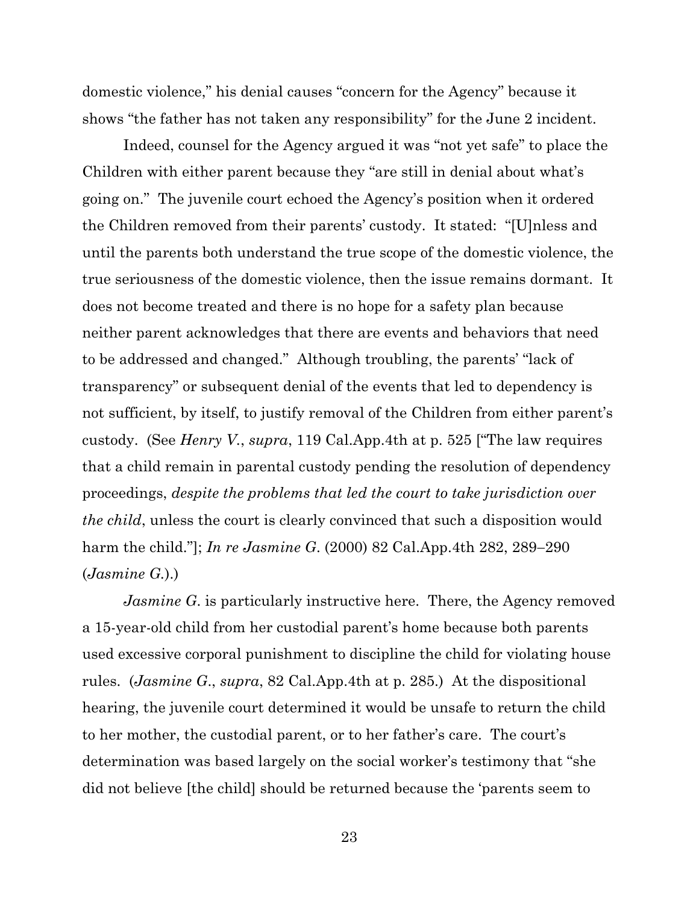domestic violence," his denial causes "concern for the Agency" because it shows "the father has not taken any responsibility" for the June 2 incident.

Indeed, counsel for the Agency argued it was "not yet safe" to place the Children with either parent because they "are still in denial about what's going on." The juvenile court echoed the Agency's position when it ordered the Children removed from their parents' custody. It stated: "[U]nless and until the parents both understand the true scope of the domestic violence, the true seriousness of the domestic violence, then the issue remains dormant. It does not become treated and there is no hope for a safety plan because neither parent acknowledges that there are events and behaviors that need to be addressed and changed." Although troubling, the parents' "lack of transparency" or subsequent denial of the events that led to dependency is not sufficient, by itself, to justify removal of the Children from either parent's custody. (See *Henry V.*, *supra*, 119 Cal.App.4th at p. 525 ["The law requires that a child remain in parental custody pending the resolution of dependency proceedings, *despite the problems that led the court to take jurisdiction over the child*, unless the court is clearly convinced that such a disposition would harm the child."]; *In re Jasmine G.* (2000) 82 Cal.App.4th 282, 289–290 (*Jasmine G.*).)

*Jasmine G.* is particularly instructive here. There, the Agency removed a 15-year-old child from her custodial parent's home because both parents used excessive corporal punishment to discipline the child for violating house rules. (*Jasmine G.*, *supra*, 82 Cal.App.4th at p. 285.) At the dispositional hearing, the juvenile court determined it would be unsafe to return the child to her mother, the custodial parent, or to her father's care. The court's determination was based largely on the social worker's testimony that "she did not believe [the child] should be returned because the 'parents seem to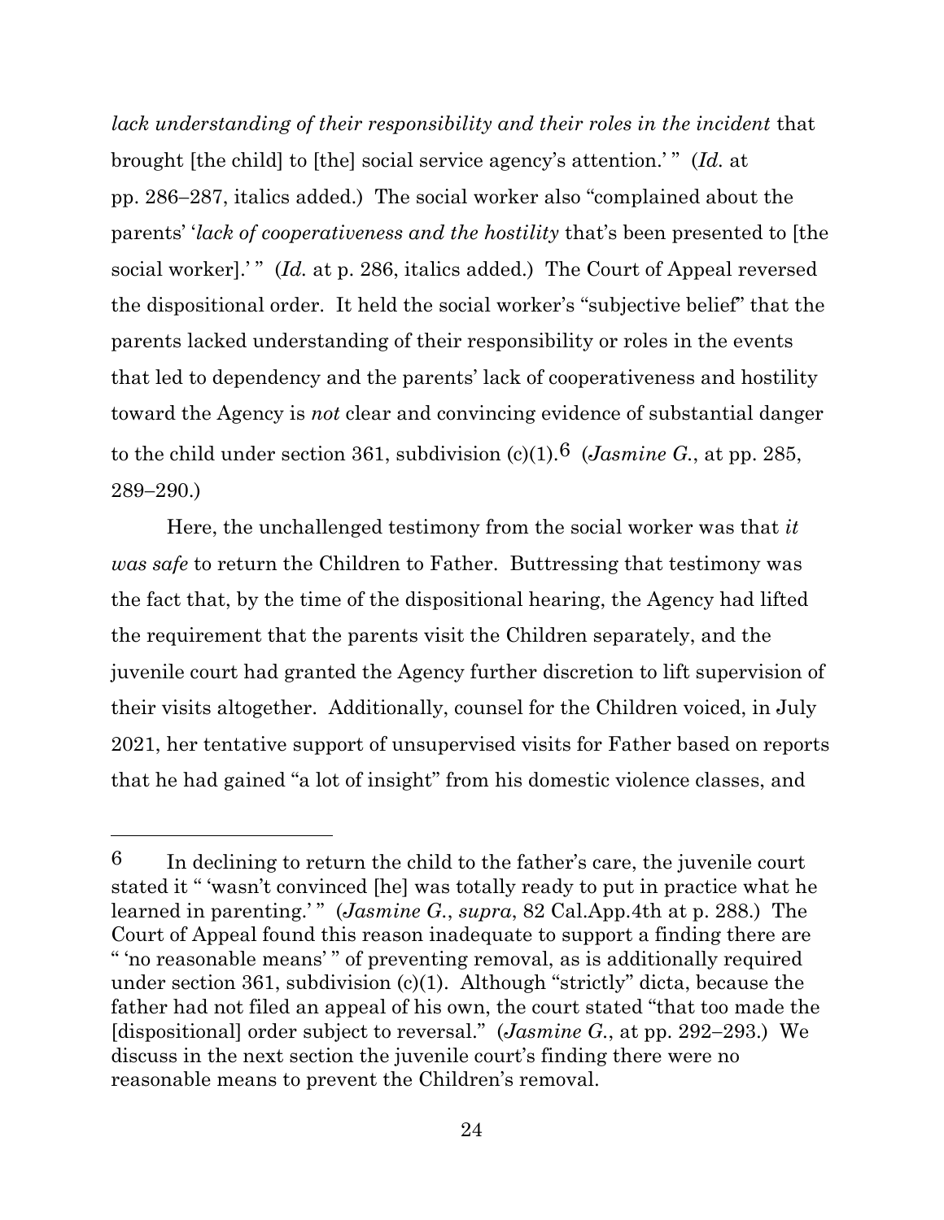*lack understanding of their responsibility and their roles in the incident* that brought [the child] to [the] social service agency's attention.' " (*Id.* at pp. 286–287, italics added.) The social worker also "complained about the parents' '*lack of cooperativeness and the hostility* that's been presented to [the social worker].' " (*Id.* at p. 286, italics added.) The Court of Appeal reversed the dispositional order. It held the social worker's "subjective belief" that the parents lacked understanding of their responsibility or roles in the events that led to dependency and the parents' lack of cooperativeness and hostility toward the Agency is *not* clear and convincing evidence of substantial danger to the child under section 361, subdivision (c)(1).[6] (*Jasmine G.*, at pp. 285, 289–290.)

Here, the unchallenged testimony from the social worker was that *it was safe* to return the Children to Father. Buttressing that testimony was the fact that, by the time of the dispositional hearing, the Agency had lifted the requirement that the parents visit the Children separately, and the juvenile court had granted the Agency further discretion to lift supervision of their visits altogether. Additionally, counsel for the Children voiced, in July 2021, her tentative support of unsupervised visits for Father based on reports that he had gained "a lot of insight" from his domestic violence classes, and

---

[6] In declining to return the child to the father's care, the juvenile court stated it " 'wasn't convinced [he] was totally ready to put in practice what he learned in parenting.' " (*Jasmine G.*, *supra*, 82 Cal.App.4th at p. 288.) The Court of Appeal found this reason inadequate to support a finding there are " 'no reasonable means' " of preventing removal, as is additionally required under section 361, subdivision (c)(1). Although "strictly" dicta, because the father had not filed an appeal of his own, the court stated "that too made the [dispositional] order subject to reversal." (*Jasmine G.*, at pp. 292–293.) We discuss in the next section the juvenile court's finding there were no reasonable means to prevent the Children's removal.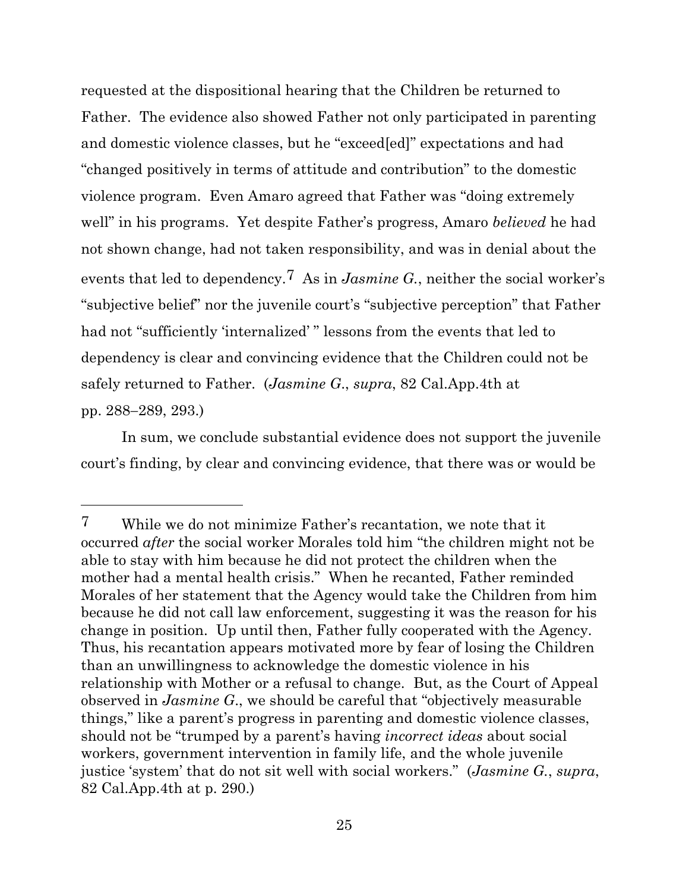requested at the dispositional hearing that the Children be returned to Father. The evidence also showed Father not only participated in parenting and domestic violence classes, but he "exceed[ed]" expectations and had "changed positively in terms of attitude and contribution" to the domestic violence program. Even Amaro agreed that Father was "doing extremely well" in his programs. Yet despite Father's progress, Amaro *believed* he had not shown change, had not taken responsibility, and was in denial about the events that led to dependency.[7] As in *Jasmine G.*, neither the social worker's "subjective belief" nor the juvenile court's "subjective perception" that Father had not "sufficiently 'internalized' " lessons from the events that led to dependency is clear and convincing evidence that the Children could not be safely returned to Father. (*Jasmine G.*, *supra*, 82 Cal.App.4th at pp. 288–289, 293.)

In sum, we conclude substantial evidence does not support the juvenile court's finding, by clear and convincing evidence, that there was or would be

---

[7] While we do not minimize Father's recantation, we note that it occurred *after* the social worker Morales told him "the children might not be able to stay with him because he did not protect the children when the mother had a mental health crisis." When he recanted, Father reminded Morales of her statement that the Agency would take the Children from him because he did not call law enforcement, suggesting it was the reason for his change in position. Up until then, Father fully cooperated with the Agency. Thus, his recantation appears motivated more by fear of losing the Children than an unwillingness to acknowledge the domestic violence in his relationship with Mother or a refusal to change. But, as the Court of Appeal observed in *Jasmine G.*, we should be careful that "objectively measurable things," like a parent's progress in parenting and domestic violence classes, should not be "trumped by a parent's having *incorrect ideas* about social workers, government intervention in family life, and the whole juvenile justice 'system' that do not sit well with social workers." (*Jasmine G.*, *supra*, 82 Cal.App.4th at p. 290.)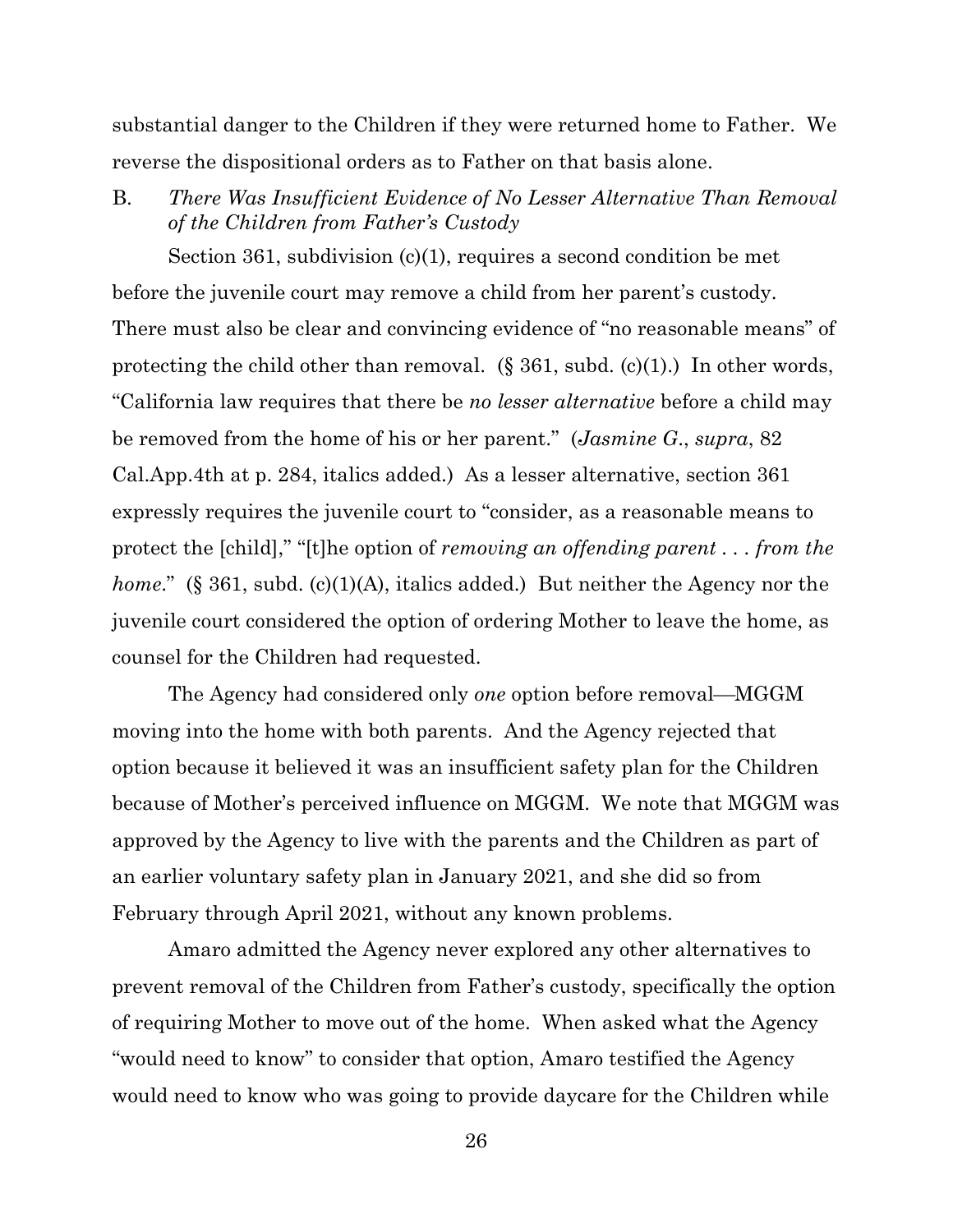substantial danger to the Children if they were returned home to Father. We reverse the dispositional orders as to Father on that basis alone.

### B. *There Was Insufficient Evidence of No Lesser Alternative Than Removal of the Children from Father's Custody*

Section 361, subdivision (c)(1), requires a second condition be met before the juvenile court may remove a child from her parent's custody. There must also be clear and convincing evidence of "no reasonable means" of protecting the child other than removal. (§ 361, subd. (c)(1).) In other words, "California law requires that there be *no lesser alternative* before a child may be removed from the home of his or her parent." (*Jasmine G.*, *supra*, 82 Cal.App.4th at p. 284, italics added.) As a lesser alternative, section 361 expressly requires the juvenile court to "consider, as a reasonable means to protect the [child]," "[t]he option of *removing an offending parent . . . from the home*." (§ 361, subd. (c)(1)(A), italics added.) But neither the Agency nor the juvenile court considered the option of ordering Mother to leave the home, as counsel for the Children had requested.

The Agency had considered only *one* option before removal—MGGM moving into the home with both parents. And the Agency rejected that option because it believed it was an insufficient safety plan for the Children because of Mother's perceived influence on MGGM. We note that MGGM was approved by the Agency to live with the parents and the Children as part of an earlier voluntary safety plan in January 2021, and she did so from February through April 2021, without any known problems.

Amaro admitted the Agency never explored any other alternatives to prevent removal of the Children from Father's custody, specifically the option of requiring Mother to move out of the home. When asked what the Agency "would need to know" to consider that option, Amaro testified the Agency would need to know who was going to provide daycare for the Children while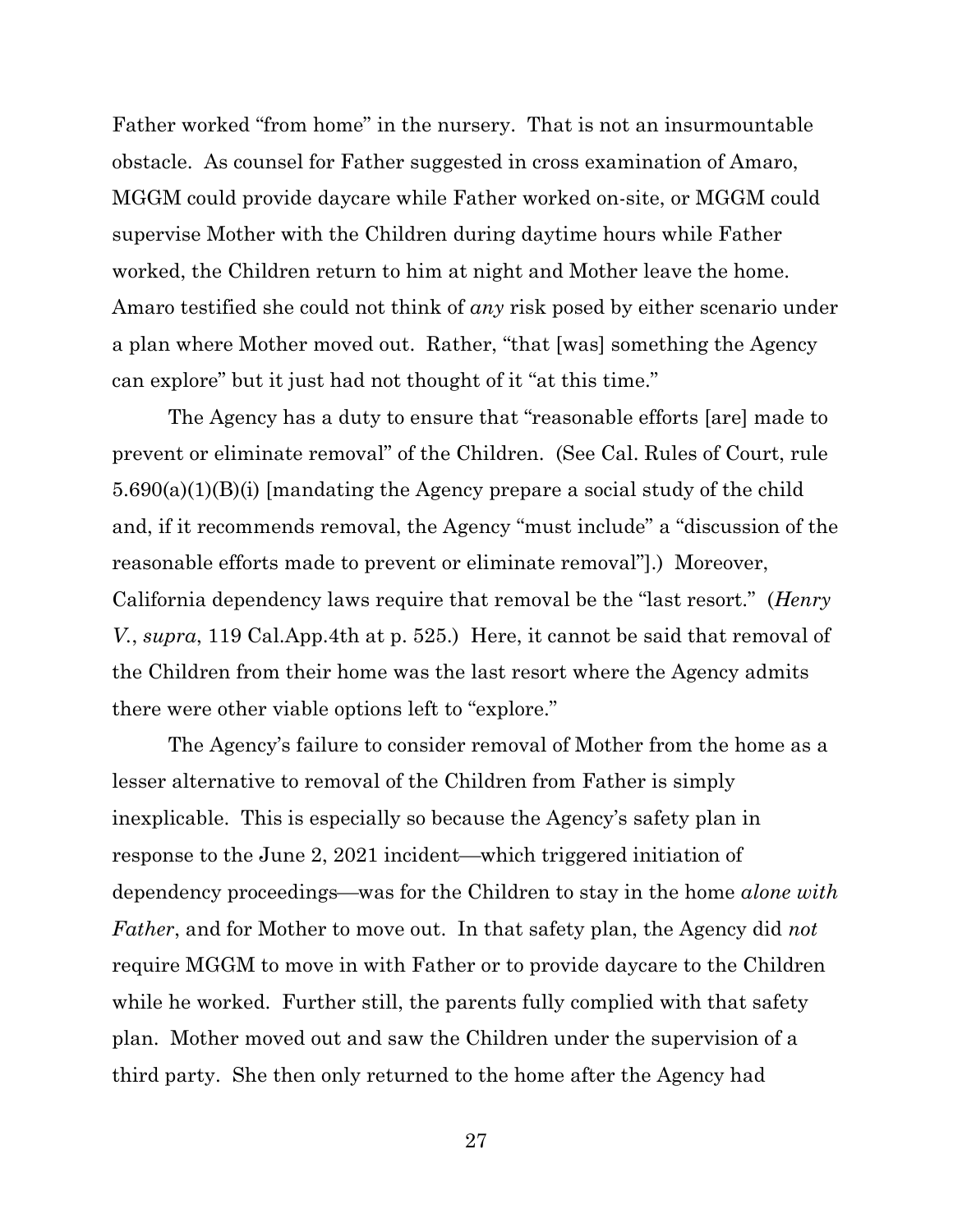Father worked "from home" in the nursery. That is not an insurmountable obstacle. As counsel for Father suggested in cross examination of Amaro, MGGM could provide daycare while Father worked on-site, or MGGM could supervise Mother with the Children during daytime hours while Father worked, the Children return to him at night and Mother leave the home. Amaro testified she could not think of *any* risk posed by either scenario under a plan where Mother moved out. Rather, "that [was] something the Agency can explore" but it just had not thought of it "at this time."

The Agency has a duty to ensure that "reasonable efforts [are] made to prevent or eliminate removal" of the Children. (See Cal. Rules of Court, rule 5.690(a)(1)(B)(i) [mandating the Agency prepare a social study of the child and, if it recommends removal, the Agency "must include" a "discussion of the reasonable efforts made to prevent or eliminate removal"].) Moreover, California dependency laws require that removal be the "last resort." (*Henry V.*, *supra*, 119 Cal.App.4th at p. 525.) Here, it cannot be said that removal of the Children from their home was the last resort where the Agency admits there were other viable options left to "explore."

The Agency's failure to consider removal of Mother from the home as a lesser alternative to removal of the Children from Father is simply inexplicable. This is especially so because the Agency's safety plan in response to the June 2, 2021 incident—which triggered initiation of dependency proceedings—was for the Children to stay in the home *alone with Father*, and for Mother to move out. In that safety plan, the Agency did *not* require MGGM to move in with Father or to provide daycare to the Children while he worked. Further still, the parents fully complied with that safety plan. Mother moved out and saw the Children under the supervision of a third party. She then only returned to the home after the Agency had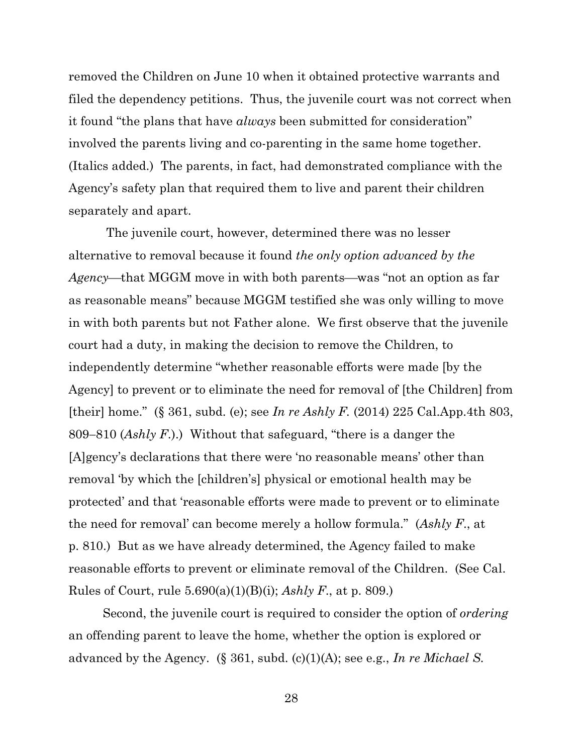removed the Children on June 10 when it obtained protective warrants and filed the dependency petitions. Thus, the juvenile court was not correct when it found "the plans that have *always* been submitted for consideration" involved the parents living and co-parenting in the same home together. (Italics added.) The parents, in fact, had demonstrated compliance with the Agency's safety plan that required them to live and parent their children separately and apart.

The juvenile court, however, determined there was no lesser alternative to removal because it found *the only option advanced by the Agency*—that MGGM move in with both parents—was "not an option as far as reasonable means" because MGGM testified she was only willing to move in with both parents but not Father alone. We first observe that the juvenile court had a duty, in making the decision to remove the Children, to independently determine "whether reasonable efforts were made [by the Agency] to prevent or to eliminate the need for removal of [the Children] from [their] home." (§ 361, subd. (e); see *In re Ashly F.* (2014) 225 Cal.App.4th 803, 809–810 (*Ashly F.*).) Without that safeguard, "there is a danger the [A]gency's declarations that there were 'no reasonable means' other than removal 'by which the [children's] physical or emotional health may be protected' and that 'reasonable efforts were made to prevent or to eliminate the need for removal' can become merely a hollow formula." (*Ashly F.*, at p. 810.) But as we have already determined, the Agency failed to make reasonable efforts to prevent or eliminate removal of the Children. (See Cal. Rules of Court, rule 5.690(a)(1)(B)(i); *Ashly F.*, at p. 809.)

Second, the juvenile court is required to consider the option of *ordering* an offending parent to leave the home, whether the option is explored or advanced by the Agency. (§ 361, subd. (c)(1)(A); see e.g., *In re Michael S.*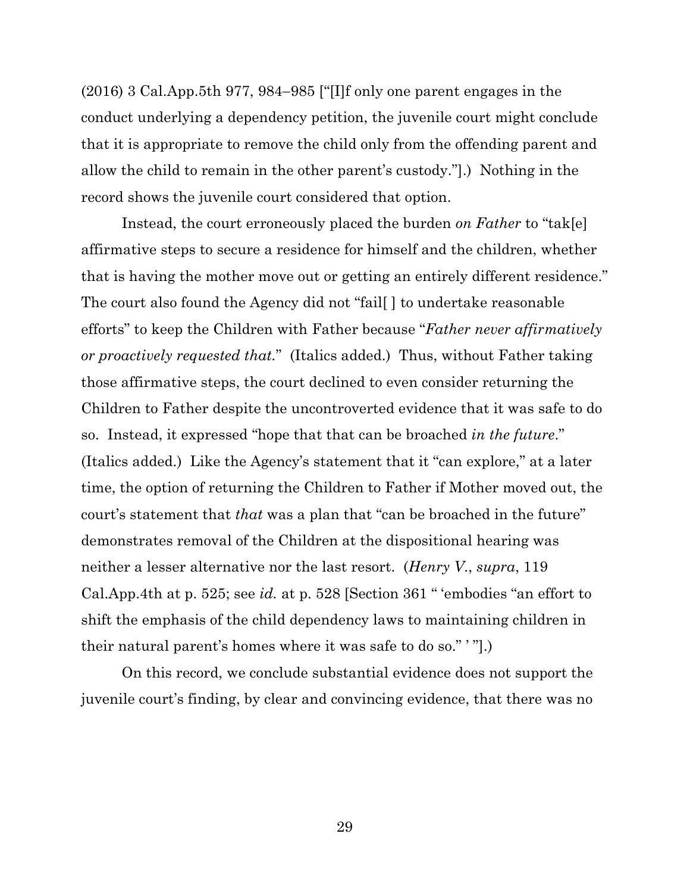(2016) 3 Cal.App.5th 977, 984–985 ["[I]f only one parent engages in the conduct underlying a dependency petition, the juvenile court might conclude that it is appropriate to remove the child only from the offending parent and allow the child to remain in the other parent's custody."].) Nothing in the record shows the juvenile court considered that option.

Instead, the court erroneously placed the burden *on Father* to "tak[e] affirmative steps to secure a residence for himself and the children, whether that is having the mother move out or getting an entirely different residence." The court also found the Agency did not "fail[ ] to undertake reasonable efforts" to keep the Children with Father because "*Father never affirmatively or proactively requested that.*" (Italics added.) Thus, without Father taking those affirmative steps, the court declined to even consider returning the Children to Father despite the uncontroverted evidence that it was safe to do so. Instead, it expressed "hope that that can be broached *in the future*." (Italics added.) Like the Agency's statement that it "can explore," at a later time, the option of returning the Children to Father if Mother moved out, the court's statement that *that* was a plan that "can be broached in the future" demonstrates removal of the Children at the dispositional hearing was neither a lesser alternative nor the last resort. (*Henry V.*, *supra*, 119 Cal.App.4th at p. 525; see *id.* at p. 528 [Section 361 " 'embodies "an effort to shift the emphasis of the child dependency laws to maintaining children in their natural parent's homes where it was safe to do so." ' "].)

On this record, we conclude substantial evidence does not support the juvenile court's finding, by clear and convincing evidence, that there was no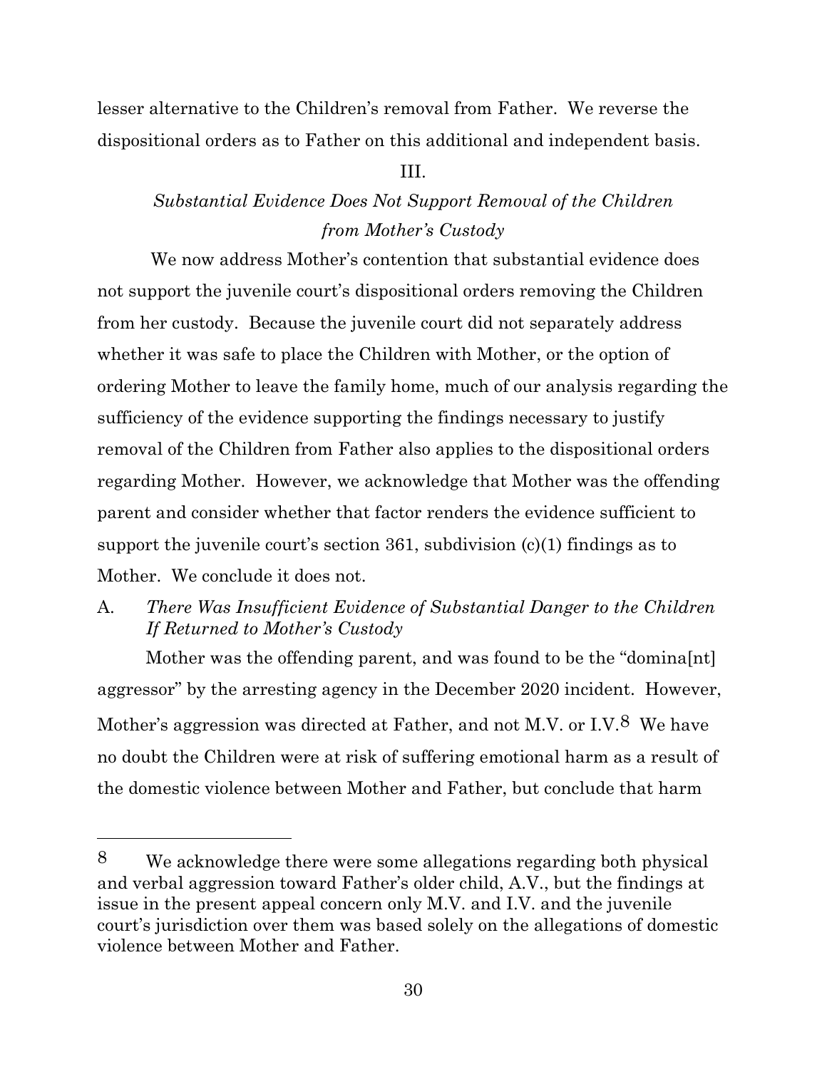lesser alternative to the Children's removal from Father. We reverse the dispositional orders as to Father on this additional and independent basis.

### III.

### *Substantial Evidence Does Not Support Removal of the Children from Mother's Custody*

We now address Mother's contention that substantial evidence does not support the juvenile court's dispositional orders removing the Children from her custody. Because the juvenile court did not separately address whether it was safe to place the Children with Mother, or the option of ordering Mother to leave the family home, much of our analysis regarding the sufficiency of the evidence supporting the findings necessary to justify removal of the Children from Father also applies to the dispositional orders regarding Mother. However, we acknowledge that Mother was the offending parent and consider whether that factor renders the evidence sufficient to support the juvenile court's section 361, subdivision (c)(1) findings as to Mother. We conclude it does not.

A. *There Was Insufficient Evidence of Substantial Danger to the Children If Returned to Mother's Custody*

Mother was the offending parent, and was found to be the "domina[nt] aggressor" by the arresting agency in the December 2020 incident. However, Mother's aggression was directed at Father, and not M.V. or I.V.[8] We have no doubt the Children were at risk of suffering emotional harm as a result of the domestic violence between Mother and Father, but conclude that harm

---

[8] We acknowledge there were some allegations regarding both physical and verbal aggression toward Father's older child, A.V., but the findings at issue in the present appeal concern only M.V. and I.V. and the juvenile court's jurisdiction over them was based solely on the allegations of domestic violence between Mother and Father.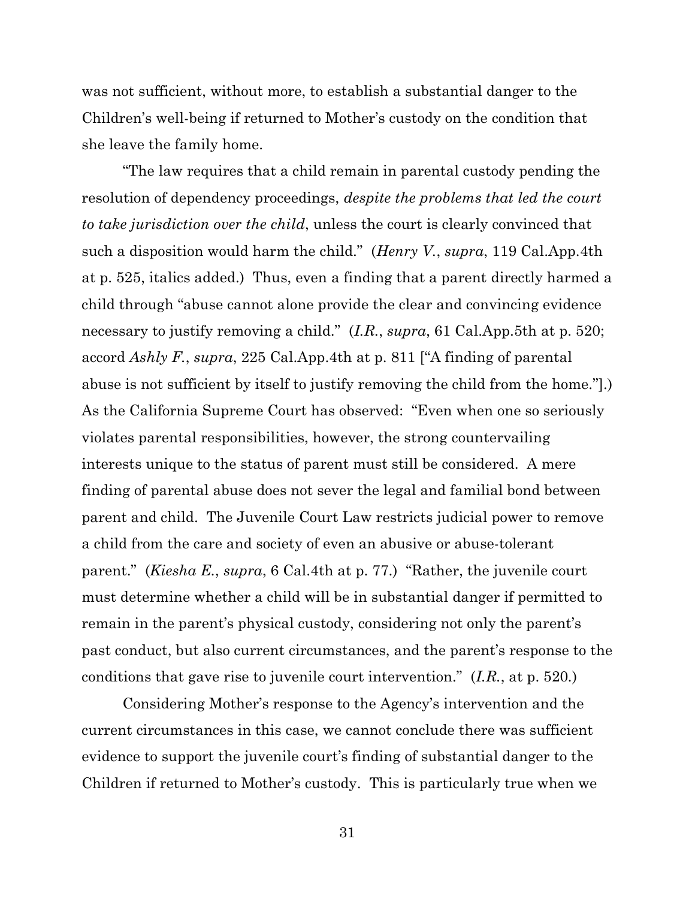was not sufficient, without more, to establish a substantial danger to the Children's well-being if returned to Mother's custody on the condition that she leave the family home.

"The law requires that a child remain in parental custody pending the resolution of dependency proceedings, *despite the problems that led the court to take jurisdiction over the child*, unless the court is clearly convinced that such a disposition would harm the child." (*Henry V.*, *supra*, 119 Cal.App.4th at p. 525, italics added.) Thus, even a finding that a parent directly harmed a child through "abuse cannot alone provide the clear and convincing evidence necessary to justify removing a child." (*I.R.*, *supra*, 61 Cal.App.5th at p. 520; accord *Ashly F.*, *supra*, 225 Cal.App.4th at p. 811 ["A finding of parental abuse is not sufficient by itself to justify removing the child from the home."].) As the California Supreme Court has observed: "Even when one so seriously violates parental responsibilities, however, the strong countervailing interests unique to the status of parent must still be considered. A mere finding of parental abuse does not sever the legal and familial bond between parent and child. The Juvenile Court Law restricts judicial power to remove a child from the care and society of even an abusive or abuse-tolerant parent." (*Kiesha E.*, *supra*, 6 Cal.4th at p. 77.) "Rather, the juvenile court must determine whether a child will be in substantial danger if permitted to remain in the parent's physical custody, considering not only the parent's past conduct, but also current circumstances, and the parent's response to the conditions that gave rise to juvenile court intervention." (*I.R.*, at p. 520.)

Considering Mother's response to the Agency's intervention and the current circumstances in this case, we cannot conclude there was sufficient evidence to support the juvenile court's finding of substantial danger to the Children if returned to Mother's custody. This is particularly true when we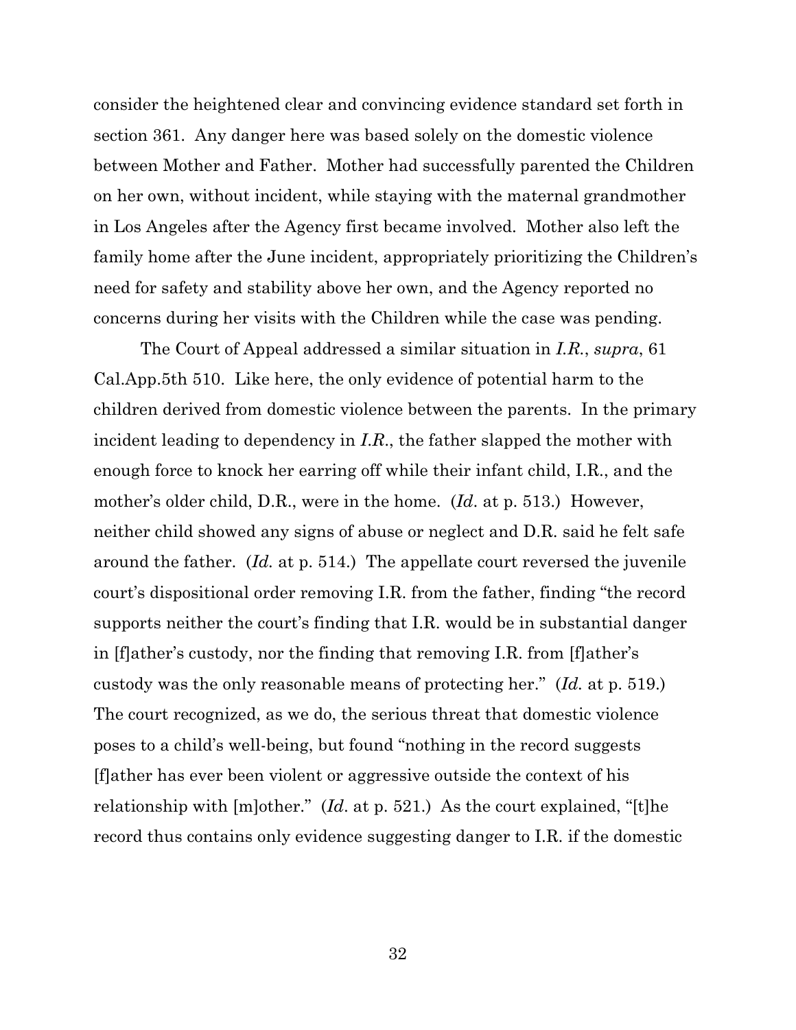consider the heightened clear and convincing evidence standard set forth in section 361. Any danger here was based solely on the domestic violence between Mother and Father. Mother had successfully parented the Children on her own, without incident, while staying with the maternal grandmother in Los Angeles after the Agency first became involved. Mother also left the family home after the June incident, appropriately prioritizing the Children's need for safety and stability above her own, and the Agency reported no concerns during her visits with the Children while the case was pending.

The Court of Appeal addressed a similar situation in *I.R.*, *supra*, 61 Cal.App.5th 510. Like here, the only evidence of potential harm to the children derived from domestic violence between the parents. In the primary incident leading to dependency in *I.R.*, the father slapped the mother with enough force to knock her earring off while their infant child, I.R., and the mother's older child, D.R., were in the home. (*Id*. at p. 513.) However, neither child showed any signs of abuse or neglect and D.R. said he felt safe around the father. (*Id.* at p. 514.) The appellate court reversed the juvenile court's dispositional order removing I.R. from the father, finding "the record supports neither the court's finding that I.R. would be in substantial danger in [f]ather's custody, nor the finding that removing I.R. from [f]ather's custody was the only reasonable means of protecting her." (*Id.* at p. 519.) The court recognized, as we do, the serious threat that domestic violence poses to a child's well-being, but found "nothing in the record suggests [f]ather has ever been violent or aggressive outside the context of his relationship with [m]other." (*Id*. at p. 521.) As the court explained, "[t]he record thus contains only evidence suggesting danger to I.R. if the domestic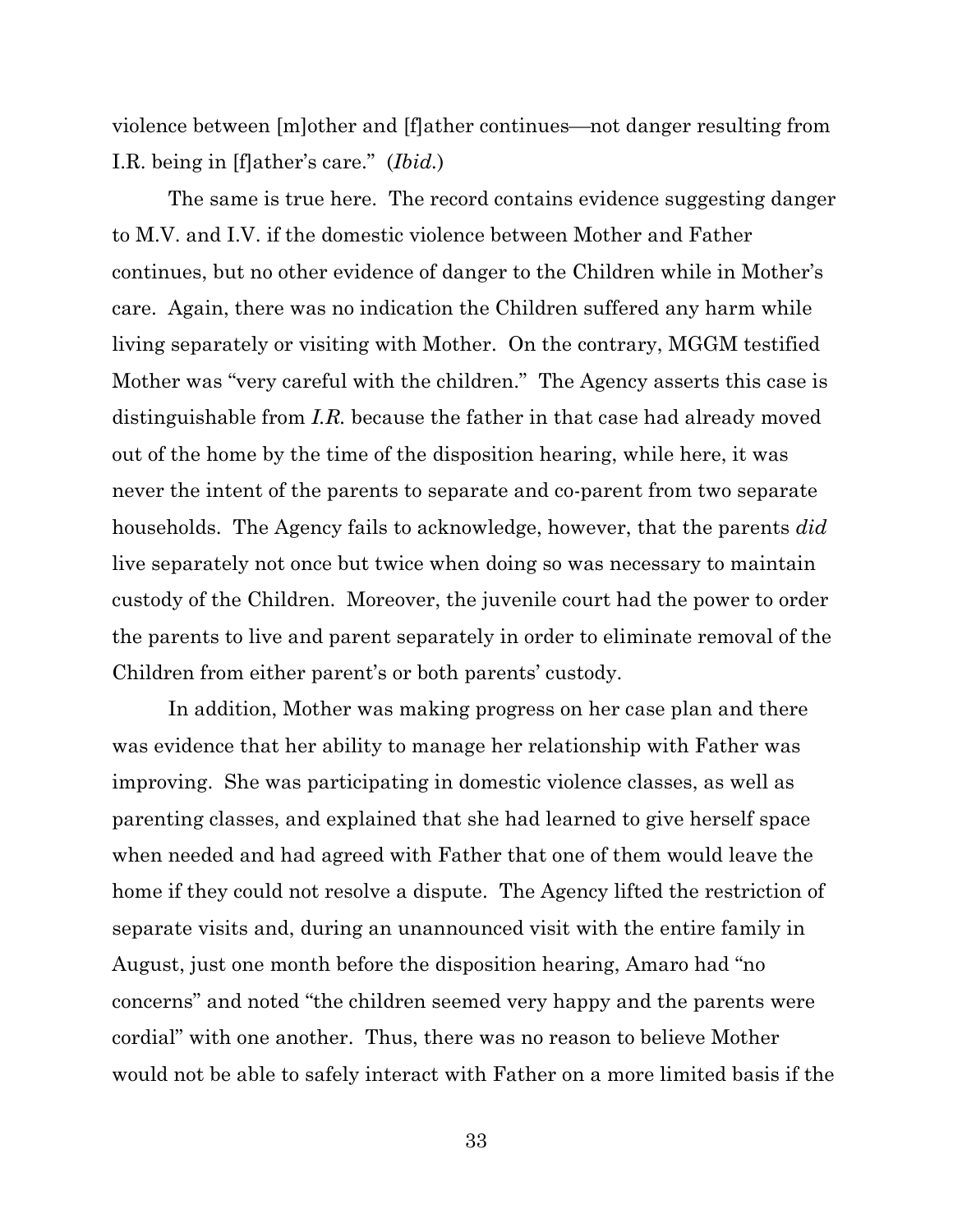violence between [m]other and [f]ather continues—not danger resulting from I.R. being in [f]ather's care." (*Ibid.*)

The same is true here. The record contains evidence suggesting danger to M.V. and I.V. if the domestic violence between Mother and Father continues, but no other evidence of danger to the Children while in Mother's care. Again, there was no indication the Children suffered any harm while living separately or visiting with Mother. On the contrary, MGGM testified Mother was "very careful with the children." The Agency asserts this case is distinguishable from *I.R.* because the father in that case had already moved out of the home by the time of the disposition hearing, while here, it was never the intent of the parents to separate and co-parent from two separate households. The Agency fails to acknowledge, however, that the parents *did* live separately not once but twice when doing so was necessary to maintain custody of the Children. Moreover, the juvenile court had the power to order the parents to live and parent separately in order to eliminate removal of the Children from either parent's or both parents' custody.

In addition, Mother was making progress on her case plan and there was evidence that her ability to manage her relationship with Father was improving. She was participating in domestic violence classes, as well as parenting classes, and explained that she had learned to give herself space when needed and had agreed with Father that one of them would leave the home if they could not resolve a dispute. The Agency lifted the restriction of separate visits and, during an unannounced visit with the entire family in August, just one month before the disposition hearing, Amaro had "no concerns" and noted "the children seemed very happy and the parents were cordial" with one another. Thus, there was no reason to believe Mother would not be able to safely interact with Father on a more limited basis if the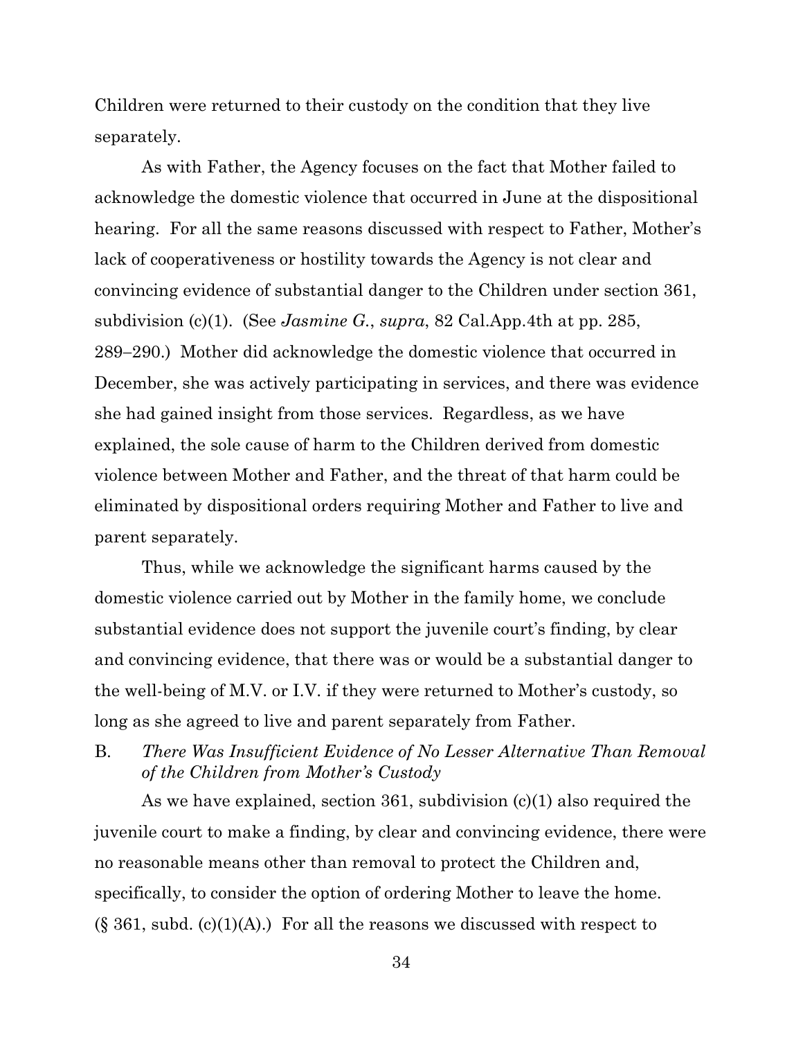Children were returned to their custody on the condition that they live separately.

As with Father, the Agency focuses on the fact that Mother failed to acknowledge the domestic violence that occurred in June at the dispositional hearing. For all the same reasons discussed with respect to Father, Mother's lack of cooperativeness or hostility towards the Agency is not clear and convincing evidence of substantial danger to the Children under section 361, subdivision (c)(1). (See *Jasmine G.*, *supra*, 82 Cal.App.4th at pp. 285, 289–290.) Mother did acknowledge the domestic violence that occurred in December, she was actively participating in services, and there was evidence she had gained insight from those services. Regardless, as we have explained, the sole cause of harm to the Children derived from domestic violence between Mother and Father, and the threat of that harm could be eliminated by dispositional orders requiring Mother and Father to live and parent separately.

Thus, while we acknowledge the significant harms caused by the domestic violence carried out by Mother in the family home, we conclude substantial evidence does not support the juvenile court's finding, by clear and convincing evidence, that there was or would be a substantial danger to the well-being of M.V. or I.V. if they were returned to Mother's custody, so long as she agreed to live and parent separately from Father.

B. *There Was Insufficient Evidence of No Lesser Alternative Than Removal of the Children from Mother's Custody*

As we have explained, section 361, subdivision (c)(1) also required the juvenile court to make a finding, by clear and convincing evidence, there were no reasonable means other than removal to protect the Children and, specifically, to consider the option of ordering Mother to leave the home. (§ 361, subd. (c)(1)(A).) For all the reasons we discussed with respect to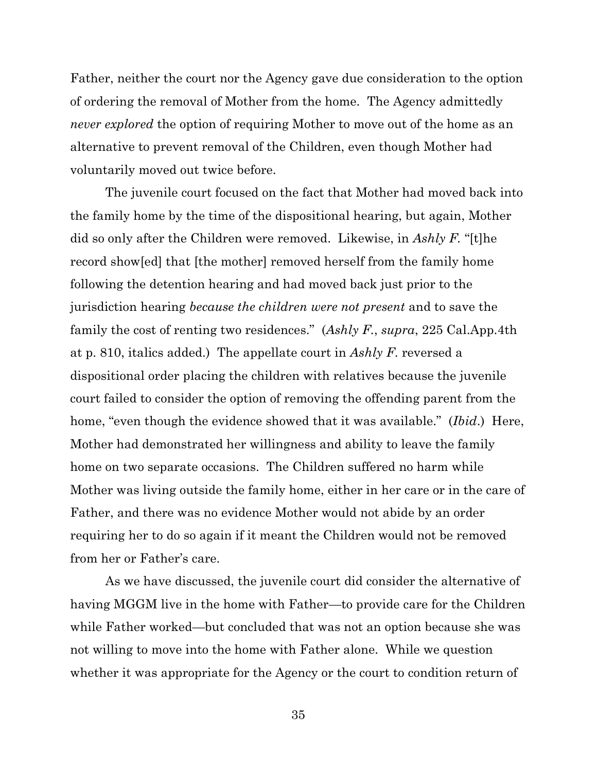Father, neither the court nor the Agency gave due consideration to the option of ordering the removal of Mother from the home. The Agency admittedly *never explored* the option of requiring Mother to move out of the home as an alternative to prevent removal of the Children, even though Mother had voluntarily moved out twice before.

The juvenile court focused on the fact that Mother had moved back into the family home by the time of the dispositional hearing, but again, Mother did so only after the Children were removed. Likewise, in *Ashly F.* "[t]he record show[ed] that [the mother] removed herself from the family home following the detention hearing and had moved back just prior to the jurisdiction hearing *because the children were not present* and to save the family the cost of renting two residences." (*Ashly F.*, *supra*, 225 Cal.App.4th at p. 810, italics added.) The appellate court in *Ashly F.* reversed a dispositional order placing the children with relatives because the juvenile court failed to consider the option of removing the offending parent from the home, "even though the evidence showed that it was available." (*Ibid*.) Here, Mother had demonstrated her willingness and ability to leave the family home on two separate occasions. The Children suffered no harm while Mother was living outside the family home, either in her care or in the care of Father, and there was no evidence Mother would not abide by an order requiring her to do so again if it meant the Children would not be removed from her or Father's care.

As we have discussed, the juvenile court did consider the alternative of having MGGM live in the home with Father—to provide care for the Children while Father worked—but concluded that was not an option because she was not willing to move into the home with Father alone. While we question whether it was appropriate for the Agency or the court to condition return of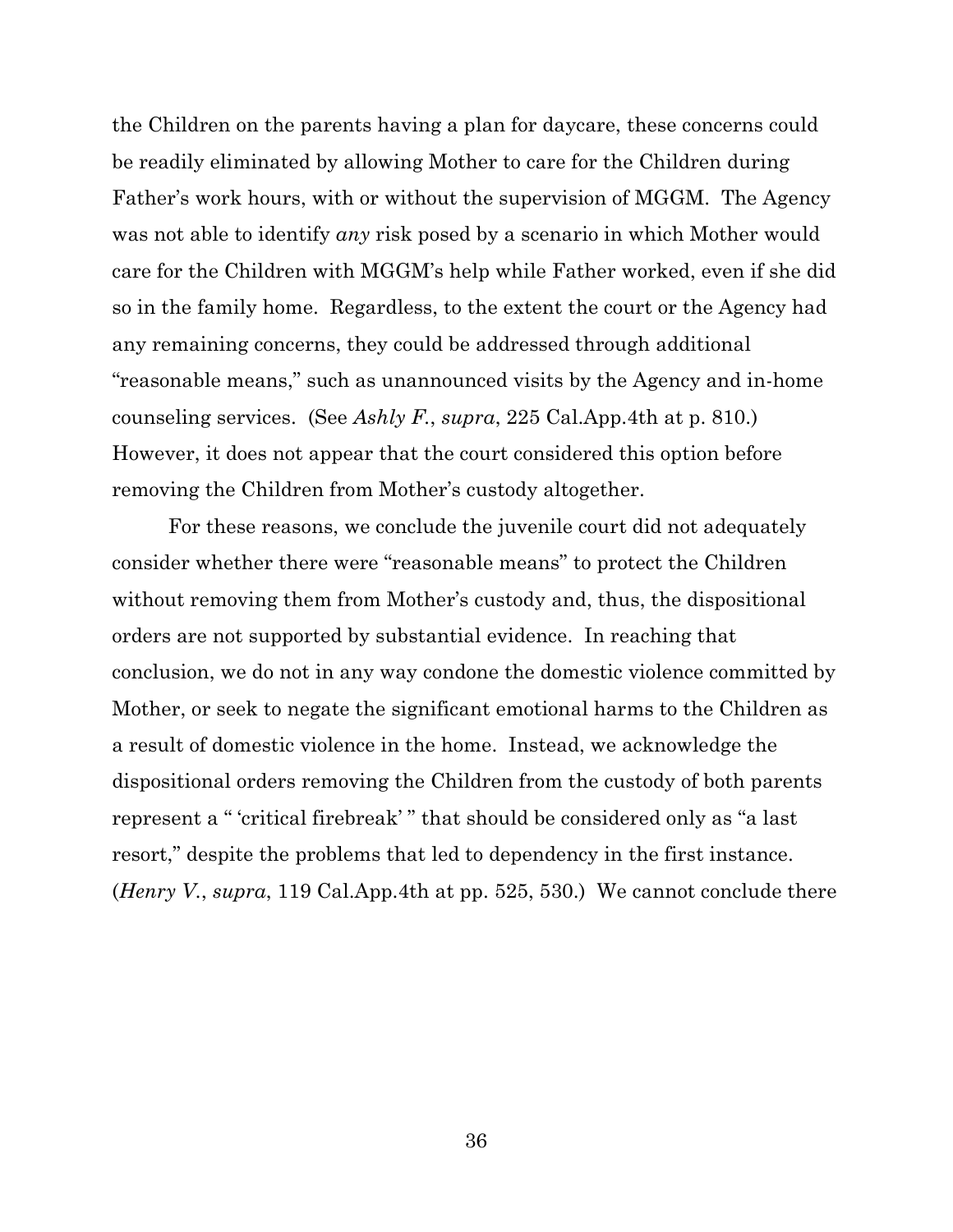the Children on the parents having a plan for daycare, these concerns could be readily eliminated by allowing Mother to care for the Children during Father's work hours, with or without the supervision of MGGM. The Agency was not able to identify *any* risk posed by a scenario in which Mother would care for the Children with MGGM's help while Father worked, even if she did so in the family home. Regardless, to the extent the court or the Agency had any remaining concerns, they could be addressed through additional "reasonable means," such as unannounced visits by the Agency and in-home counseling services. (See *Ashly F.*, *supra*, 225 Cal.App.4th at p. 810.) However, it does not appear that the court considered this option before removing the Children from Mother's custody altogether.

For these reasons, we conclude the juvenile court did not adequately consider whether there were "reasonable means" to protect the Children without removing them from Mother's custody and, thus, the dispositional orders are not supported by substantial evidence. In reaching that conclusion, we do not in any way condone the domestic violence committed by Mother, or seek to negate the significant emotional harms to the Children as a result of domestic violence in the home. Instead, we acknowledge the dispositional orders removing the Children from the custody of both parents represent a " 'critical firebreak' " that should be considered only as "a last resort," despite the problems that led to dependency in the first instance. (*Henry V.*, *supra*, 119 Cal.App.4th at pp. 525, 530.) We cannot conclude there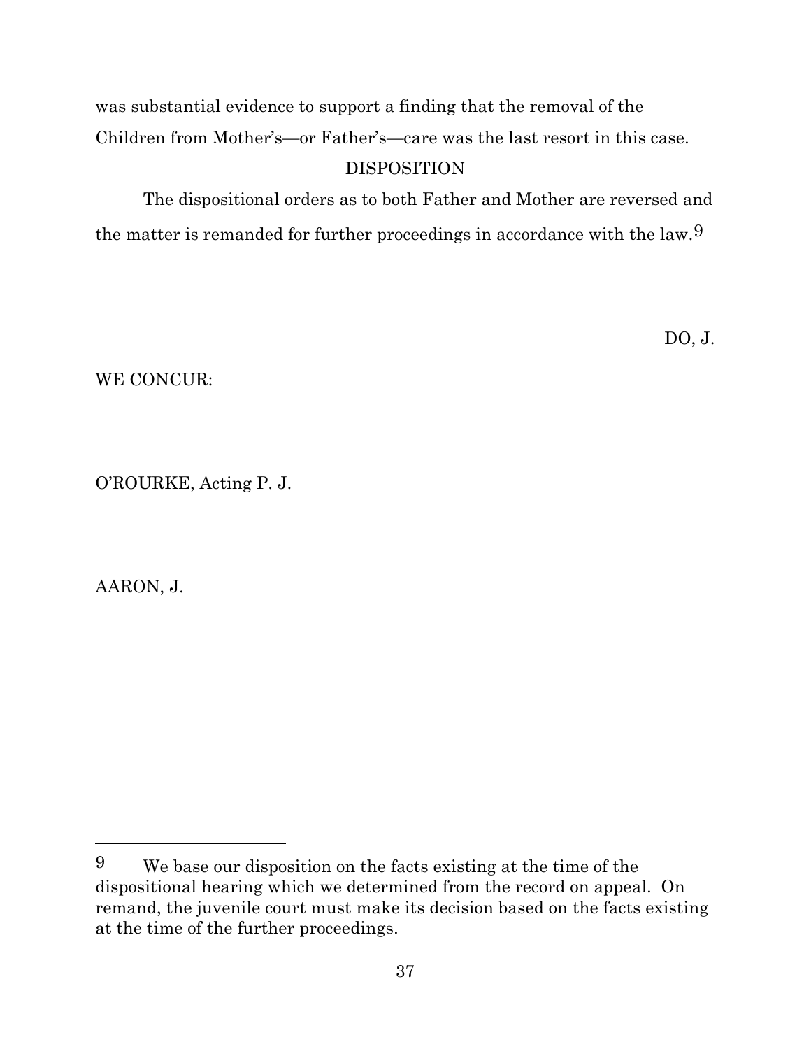was substantial evidence to support a finding that the removal of the Children from Mother's—or Father's—care was the last resort in this case.

## DISPOSITION

The dispositional orders as to both Father and Mother are reversed and the matter is remanded for further proceedings in accordance with the law.[9]

DO, J.

WE CONCUR:

O'ROURKE, Acting P. J.

AARON, J.

---

[9] We base our disposition on the facts existing at the time of the dispositional hearing which we determined from the record on appeal. On remand, the juvenile court must make its decision based on the facts existing at the time of the further proceedings.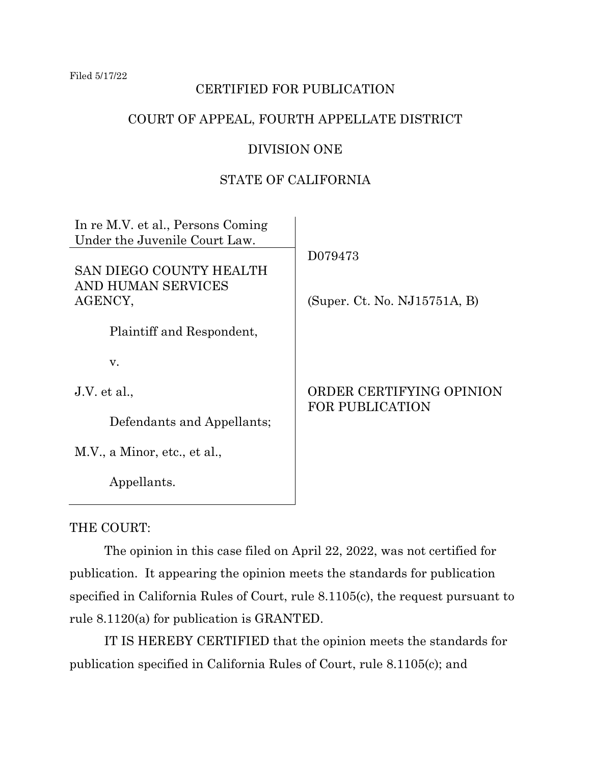Filed 5/17/22

CERTIFIED FOR PUBLICATION

COURT OF APPEAL, FOURTH APPELLATE DISTRICT

DIVISION ONE

STATE OF CALIFORNIA

| | |
|---|---|
| In re M.V. et al., Persons Coming Under the Juvenile Court Law. | |
| SAN DIEGO COUNTY HEALTH AND HUMAN SERVICES AGENCY,<br><br>Plaintiff and Respondent,<br><br>v.<br><br>J.V. et al.,<br><br>Defendants and Appellants;<br><br>M.V., a Minor, etc., et al.,<br><br>Appellants. | D079473<br><br>(Super. Ct. No. NJ15751A, B)<br><br>ORDER CERTIFYING OPINION FOR PUBLICATION |

THE COURT:

The opinion in this case filed on April 22, 2022, was not certified for publication. It appearing the opinion meets the standards for publication specified in California Rules of Court, rule 8.1105(c), the request pursuant to rule 8.1120(a) for publication is GRANTED.

IT IS HEREBY CERTIFIED that the opinion meets the standards for publication specified in California Rules of Court, rule 8.1105(c); and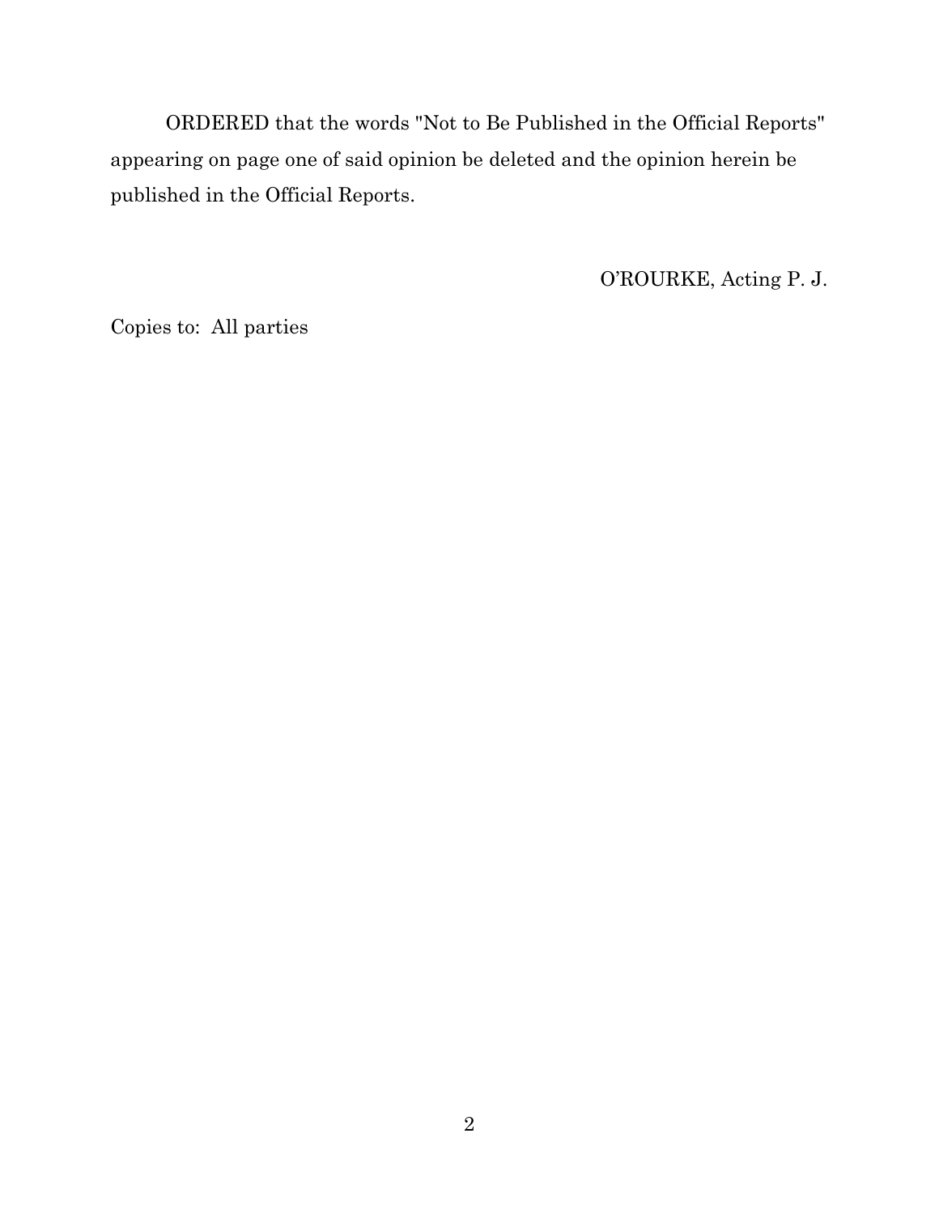ORDERED that the words "Not to Be Published in the Official Reports" appearing on page one of said opinion be deleted and the opinion herein be published in the Official Reports.

O'ROURKE, Acting P. J.

Copies to: All parties